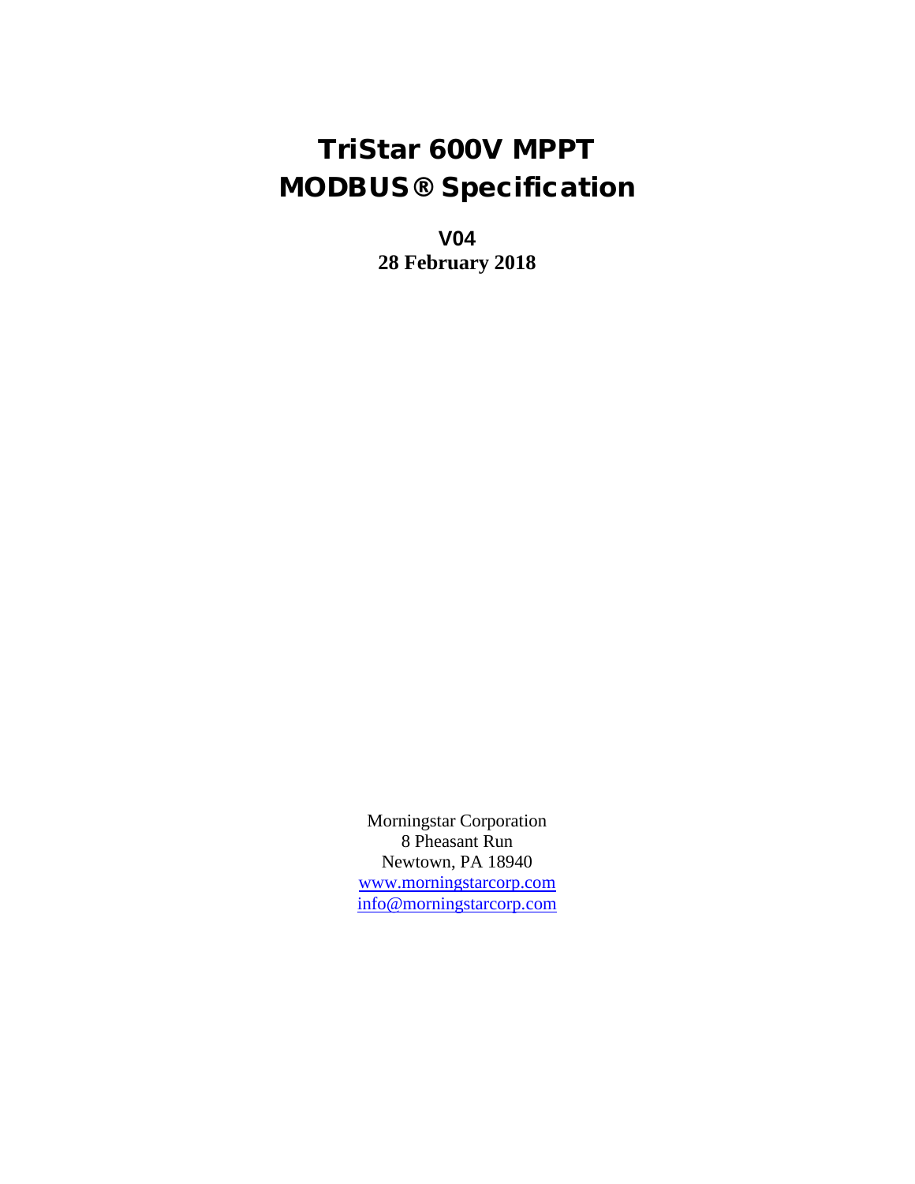# TriStar 600V MPPT
# MODBUS® Specification

**V04**

**28 February 2018**

Morningstar Corporation
8 Pheasant Run
Newtown, PA 18940
www.morningstarcorp.com
info@morningstarcorp.com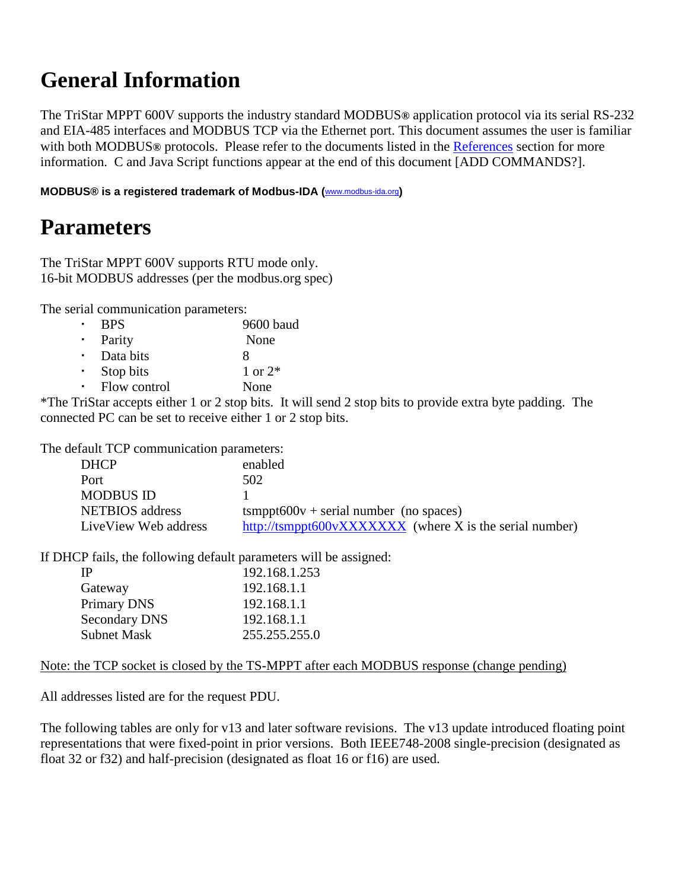# General Information

The TriStar MPPT 600V supports the industry standard MODBUS® application protocol via its serial RS-232 and EIA-485 interfaces and MODBUS TCP via the Ethernet port. This document assumes the user is familiar with both MODBUS® protocols. Please refer to the documents listed in the References section for more information. C and Java Script functions appear at the end of this document [ADD COMMANDS?].

**MODBUS® is a registered trademark of Modbus-IDA (www.modbus-ida.org)**

# Parameters

The TriStar MPPT 600V supports RTU mode only.
16-bit MODBUS addresses (per the modbus.org spec)

The serial communication parameters:

- BPS 9600 baud
- Parity None
- Data bits 8
- Stop bits 1 or 2*
- Flow control None

*The TriStar accepts either 1 or 2 stop bits. It will send 2 stop bits to provide extra byte padding. The connected PC can be set to receive either 1 or 2 stop bits.

The default TCP communication parameters:

| | |
|---|---|
| DHCP | enabled |
| Port | 502 |
| MODBUS ID | 1 |
| NETBIOS address | tsmppt600v + serial number (no spaces) |
| LiveView Web address | http://tsmppt600vXXXXXXX (where X is the serial number) |

If DHCP fails, the following default parameters will be assigned:

| | |
|---|---|
| IP | 192.168.1.253 |
| Gateway | 192.168.1.1 |
| Primary DNS | 192.168.1.1 |
| Secondary DNS | 192.168.1.1 |
| Subnet Mask | 255.255.255.0 |

Note: the TCP socket is closed by the TS-MPPT after each MODBUS response (change pending)

All addresses listed are for the request PDU.

The following tables are only for v13 and later software revisions. The v13 update introduced floating point representations that were fixed-point in prior versions. Both IEEE748-2008 single-precision (designated as float 32 or f32) and half-precision (designated as float 16 or f16) are used.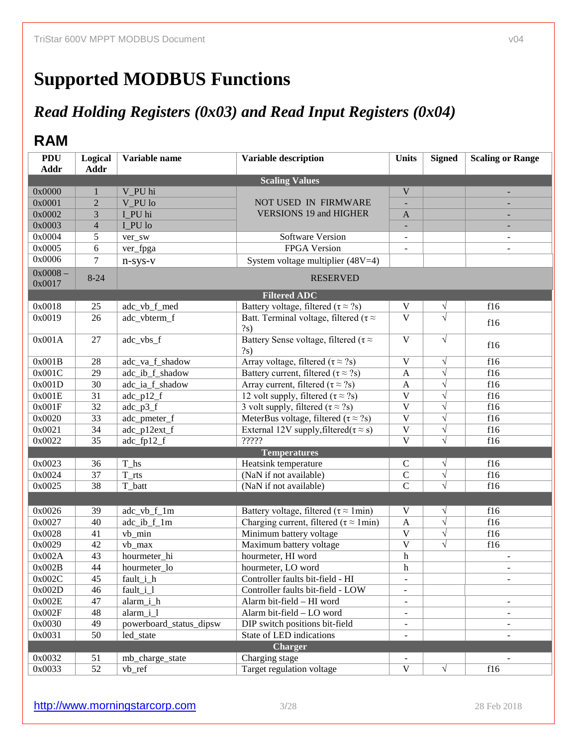# Supported MODBUS Functions

## *Read Holding Registers (0x03) and Read Input Registers (0x04)*

### RAM

| PDU Addr | Logical Addr | Variable name | Variable description | Units | Signed | Scaling or Range |
|---|---|---|---|---|---|---|
| **Scaling Values** | | | | | | |
| 0x0000 | 1 | V_PU hi | NOT USED IN FIRMWARE VERSIONS 19 and HIGHER | V | | - |
| 0x0001 | 2 | V_PU lo | | - | | - |
| 0x0002 | 3 | I_PU hi | | A | | - |
| 0x0003 | 4 | I_PU lo | | - | | - |
| 0x0004 | 5 | ver_sw | Software Version | - | | - |
| 0x0005 | 6 | ver_fpga | FPGA Version | - | | - |
| 0x0006 | 7 | n-sys-v | System voltage multiplier (48V=4) | | | |
| 0x0008 – 0x0017 | 8-24 | RESERVED | | | | |
| **Filtered ADC** | | | | | | |
| 0x0018 | 25 | adc_vb_f_med | Battery voltage, filtered (τ ≈ ?s) | V | √ | f16 |
| 0x0019 | 26 | adc_vbterm_f | Batt. Terminal voltage, filtered (τ ≈ ?s) | V | √ | f16 |
| 0x001A | 27 | adc_vbs_f | Battery Sense voltage, filtered (τ ≈ ?s) | V | √ | f16 |
| 0x001B | 28 | adc_va_f_shadow | Array voltage, filtered (τ ≈ ?s) | V | √ | f16 |
| 0x001C | 29 | adc_ib_f_shadow | Battery current, filtered (τ ≈ ?s) | A | √ | f16 |
| 0x001D | 30 | adc_ia_f_shadow | Array current, filtered (τ ≈ ?s) | A | √ | f16 |
| 0x001E | 31 | adc_p12_f | 12 volt supply, filtered (τ ≈ ?s) | V | √ | f16 |
| 0x001F | 32 | adc_p3_f | 3 volt supply, filtered (τ ≈ ?s) | V | √ | f16 |
| 0x0020 | 33 | adc_pmeter_f | MeterBus voltage, filtered (τ ≈ ?s) | V | √ | f16 |
| 0x0021 | 34 | adc_p12ext_f | External 12V supply,filtered(τ ≈ s) | V | √ | f16 |
| 0x0022 | 35 | adc_fp12_f | ????? | V | √ | f16 |
| **Temperatures** | | | | | | |
| 0x0023 | 36 | T_hs | Heatsink temperature | C | √ | f16 |
| 0x0024 | 37 | T_rts | (NaN if not available) | C | √ | f16 |
| 0x0025 | 38 | T_batt | (NaN if not available) | C | √ | f16 |
| | | | | | | |
| 0x0026 | 39 | adc_vb_f_1m | Battery voltage, filtered (τ ≈ 1min) | V | √ | f16 |
| 0x0027 | 40 | adc_ib_f_1m | Charging current, filtered (τ ≈ 1min) | A | √ | f16 |
| 0x0028 | 41 | vb_min | Minimum battery voltage | V | √ | f16 |
| 0x0029 | 42 | vb_max | Maximum battery voltage | V | √ | f16 |
| 0x002A | 43 | hourmeter_hi | hourmeter, HI word | h | | - |
| 0x002B | 44 | hourmeter_lo | hourmeter, LO word | h | | - |
| 0x002C | 45 | fault_i_h | Controller faults bit-field - HI | - | | - |
| 0x002D | 46 | fault_i_l | Controller faults bit-field - LOW | - | | |
| 0x002E | 47 | alarm_i_h | Alarm bit-field – HI word | - | | - |
| 0x002F | 48 | alarm_i_l | Alarm bit-field – LO word | - | | - |
| 0x0030 | 49 | powerboard_status_dipsw | DIP switch positions bit-field | - | | - |
| 0x0031 | 50 | led_state | State of LED indications | - | | - |
| **Charger** | | | | | | |
| 0x0032 | 51 | mb_charge_state | Charging stage | - | | - |
| 0x0033 | 52 | vb_ref | Target regulation voltage | V | √ | f16 |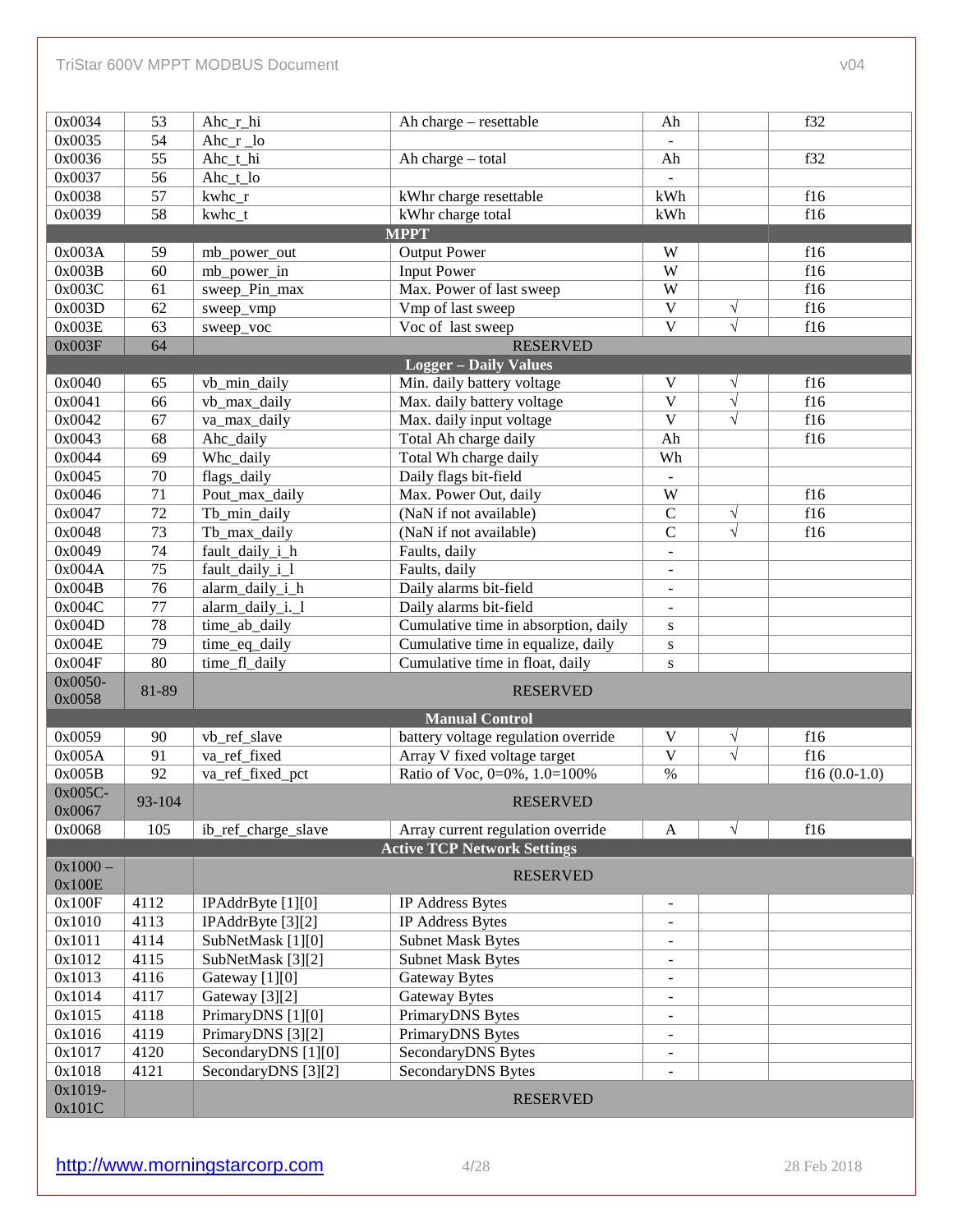| | | | | | | |
|---|---|---|---|---|---|---|
| 0x0034 | 53 | Ahc_r_hi | Ah charge – resettable | Ah | | f32 |
| 0x0035 | 54 | Ahc_r _lo | | - | | |
| 0x0036 | 55 | Ahc_t_hi | Ah charge – total | Ah | | f32 |
| 0x0037 | 56 | Ahc_t_lo | | - | | |
| 0x0038 | 57 | kwhc_r | kWhr charge resettable | kWh | | f16 |
| 0x0039 | 58 | kwhc_t | kWhr charge total | kWh | | f16 |
| **MPPT** | | | | | | |
| 0x003A | 59 | mb_power_out | Output Power | W | | f16 |
| 0x003B | 60 | mb_power_in | Input Power | W | | f16 |
| 0x003C | 61 | sweep_Pin_max | Max. Power of last sweep | W | | f16 |
| 0x003D | 62 | sweep_vmp | Vmp of last sweep | V | √ | f16 |
| 0x003E | 63 | sweep_voc | Voc of last sweep | V | √ | f16 |
| 0x003F | 64 | RESERVED | | | | |
| **Logger – Daily Values** | | | | | | |
| 0x0040 | 65 | vb_min_daily | Min. daily battery voltage | V | √ | f16 |
| 0x0041 | 66 | vb_max_daily | Max. daily battery voltage | V | √ | f16 |
| 0x0042 | 67 | va_max_daily | Max. daily input voltage | V | √ | f16 |
| 0x0043 | 68 | Ahc_daily | Total Ah charge daily | Ah | | f16 |
| 0x0044 | 69 | Whc_daily | Total Wh charge daily | Wh | | |
| 0x0045 | 70 | flags_daily | Daily flags bit-field | - | | |
| 0x0046 | 71 | Pout_max_daily | Max. Power Out, daily | W | | f16 |
| 0x0047 | 72 | Tb_min_daily | (NaN if not available) | C | √ | f16 |
| 0x0048 | 73 | Tb_max_daily | (NaN if not available) | C | √ | f16 |
| 0x0049 | 74 | fault_daily_i_h | Faults, daily | - | | |
| 0x004A | 75 | fault_daily_i_l | Faults, daily | - | | |
| 0x004B | 76 | alarm_daily_i_h | Daily alarms bit-field | - | | |
| 0x004C | 77 | alarm_daily_i._l | Daily alarms bit-field | - | | |
| 0x004D | 78 | time_ab_daily | Cumulative time in absorption, daily | s | | |
| 0x004E | 79 | time_eq_daily | Cumulative time in equalize, daily | s | | |
| 0x004F | 80 | time_fl_daily | Cumulative time in float, daily | s | | |
| 0x0050-0x0058 | 81-89 | RESERVED | | | | |
| **Manual Control** | | | | | | |
| 0x0059 | 90 | vb_ref_slave | battery voltage regulation override | V | √ | f16 |
| 0x005A | 91 | va_ref_fixed | Array V fixed voltage target | V | √ | f16 |
| 0x005B | 92 | va_ref_fixed_pct | Ratio of Voc, 0=0%, 1.0=100% | % | | f16 (0.0-1.0) |
| 0x005C-0x0067 | 93-104 | RESERVED | | | | |
| 0x0068 | 105 | ib_ref_charge_slave | Array current regulation override | A | √ | f16 |
| **Active TCP Network Settings** | | | | | | |
| 0x1000 – 0x100E | | RESERVED | | | | |
| 0x100F | 4112 | IPAddrByte [1][0] | IP Address Bytes | - | | |
| 0x1010 | 4113 | IPAddrByte [3][2] | IP Address Bytes | - | | |
| 0x1011 | 4114 | SubNetMask [1][0] | Subnet Mask Bytes | - | | |
| 0x1012 | 4115 | SubNetMask [3][2] | Subnet Mask Bytes | - | | |
| 0x1013 | 4116 | Gateway [1][0] | Gateway Bytes | - | | |
| 0x1014 | 4117 | Gateway [3][2] | Gateway Bytes | - | | |
| 0x1015 | 4118 | PrimaryDNS [1][0] | PrimaryDNS Bytes | - | | |
| 0x1016 | 4119 | PrimaryDNS [3][2] | PrimaryDNS Bytes | - | | |
| 0x1017 | 4120 | SecondaryDNS [1][0] | SecondaryDNS Bytes | - | | |
| 0x1018 | 4121 | SecondaryDNS [3][2] | SecondaryDNS Bytes | - | | |
| 0x1019-0x101C | | RESERVED | | | | |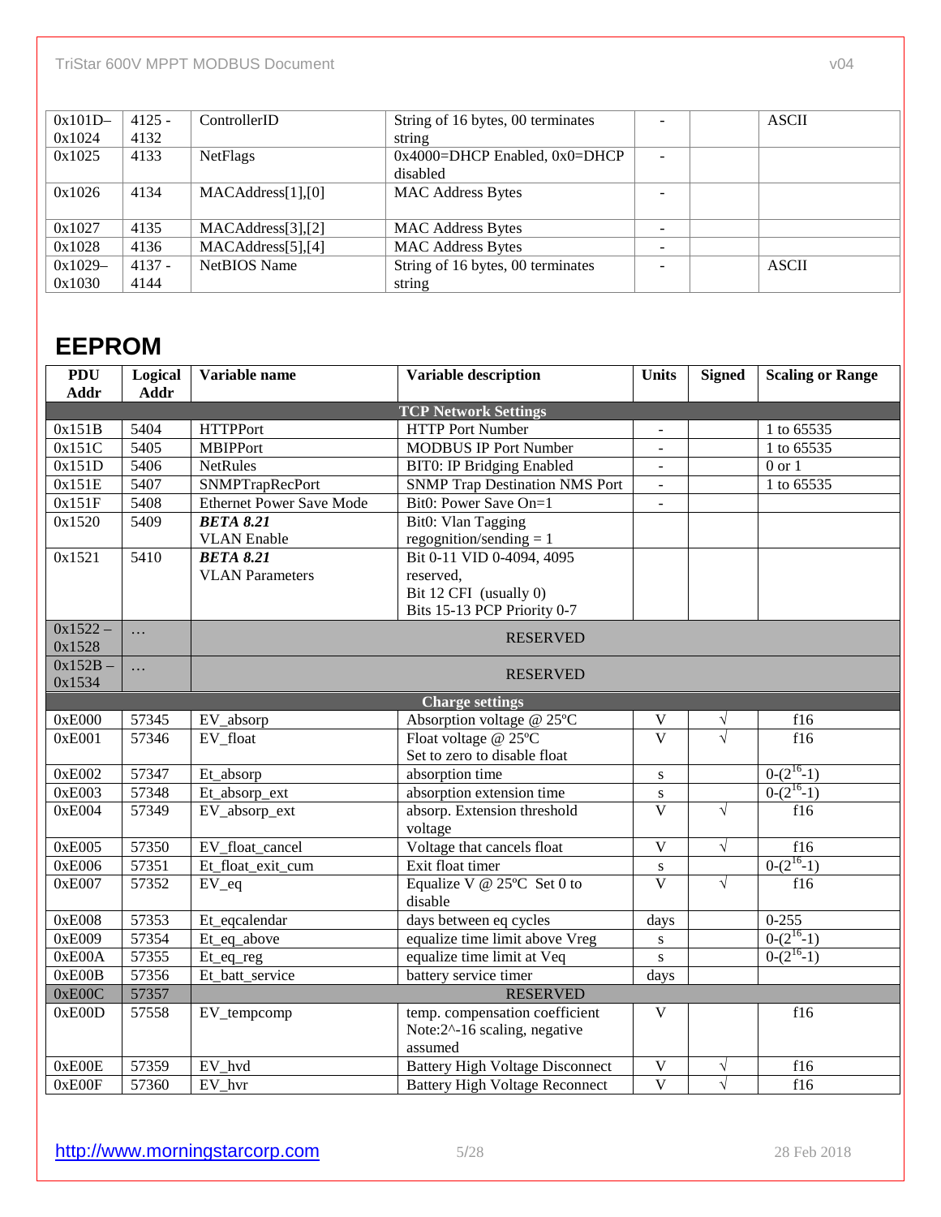| | | | | | | |
|---|---|---|---|---|---|---|
| 0x101D–0x1024 | 4125 - 4132 | ControllerID | String of 16 bytes, 00 terminates string | - | | ASCII |
| 0x1025 | 4133 | NetFlags | 0x4000=DHCP Enabled, 0x0=DHCP disabled | - | | |
| 0x1026 | 4134 | MACAddress[1],[0] | MAC Address Bytes | - | | |
| 0x1027 | 4135 | MACAddress[3],[2] | MAC Address Bytes | - | | |
| 0x1028 | 4136 | MACAddress[5],[4] | MAC Address Bytes | - | | |
| 0x1029–0x1030 | 4137 - 4144 | NetBIOS Name | String of 16 bytes, 00 terminates string | - | | ASCII |

# EEPROM

| PDU Addr | Logical Addr | Variable name | Variable description | Units | Signed | Scaling or Range |
|---|---|---|---|---|---|---|
| | | | **TCP Network Settings** | | | |
| 0x151B | 5404 | HTTPPort | HTTP Port Number | - | | 1 to 65535 |
| 0x151C | 5405 | MBIPPort | MODBUS IP Port Number | - | | 1 to 65535 |
| 0x151D | 5406 | NetRules | BIT0: IP Bridging Enabled | - | | 0 or 1 |
| 0x151E | 5407 | SNMPTrapRecPort | SNMP Trap Destination NMS Port | - | | 1 to 65535 |
| 0x151F | 5408 | Ethernet Power Save Mode | Bit0: Power Save On=1 | - | | |
| 0x1520 | 5409 | ***BETA 8.21*** VLAN Enable | Bit0: Vlan Tagging regognition/sending = 1 | | | |
| 0x1521 | 5410 | ***BETA 8.21*** VLAN Parameters | Bit 0-11 VID 0-4094, 4095 reserved, Bit 12 CFI (usually 0) Bits 15-13 PCP Priority 0-7 | | | |
| 0x1522 – 0x1528 | … | | RESERVED | | | |
| 0x152B – 0x1534 | … | | RESERVED | | | |
| | | | **Charge settings** | | | |
| 0xE000 | 57345 | EV_absorp | Absorption voltage @ 25ºC | V | √ | f16 |
| 0xE001 | 57346 | EV_float | Float voltage @ 25ºC Set to zero to disable float | V | √ | f16 |
| 0xE002 | 57347 | Et_absorp | absorption time | s | | $0\text{-}(2^{16}\text{-}1)$ |
| 0xE003 | 57348 | Et_absorp_ext | absorption extension time | s | | $0\text{-}(2^{16}\text{-}1)$ |
| 0xE004 | 57349 | EV_absorp_ext | absorp. Extension threshold voltage | V | √ | f16 |
| 0xE005 | 57350 | EV_float_cancel | Voltage that cancels float | V | √ | f16 |
| 0xE006 | 57351 | Et_float_exit_cum | Exit float timer | s | | $0\text{-}(2^{16}\text{-}1)$ |
| 0xE007 | 57352 | EV_eq | Equalize V @ 25ºC Set 0 to disable | V | √ | f16 |
| 0xE008 | 57353 | Et_eqcalendar | days between eq cycles | days | | 0-255 |
| 0xE009 | 57354 | Et_eq_above | equalize time limit above Vreg | s | | $0\text{-}(2^{16}\text{-}1)$ |
| 0xE00A | 57355 | Et_eq_reg | equalize time limit at Veq | s | | $0\text{-}(2^{16}\text{-}1)$ |
| 0xE00B | 57356 | Et_batt_service | battery service timer | days | | |
| 0xE00C | 57357 | | RESERVED | | | |
| 0xE00D | 57558 | EV_tempcomp | temp. compensation coefficient Note:2^-16 scaling, negative assumed | V | | f16 |
| 0xE00E | 57359 | EV_hvd | Battery High Voltage Disconnect | V | √ | f16 |
| 0xE00F | 57360 | EV_hvr | Battery High Voltage Reconnect | V | √ | f16 |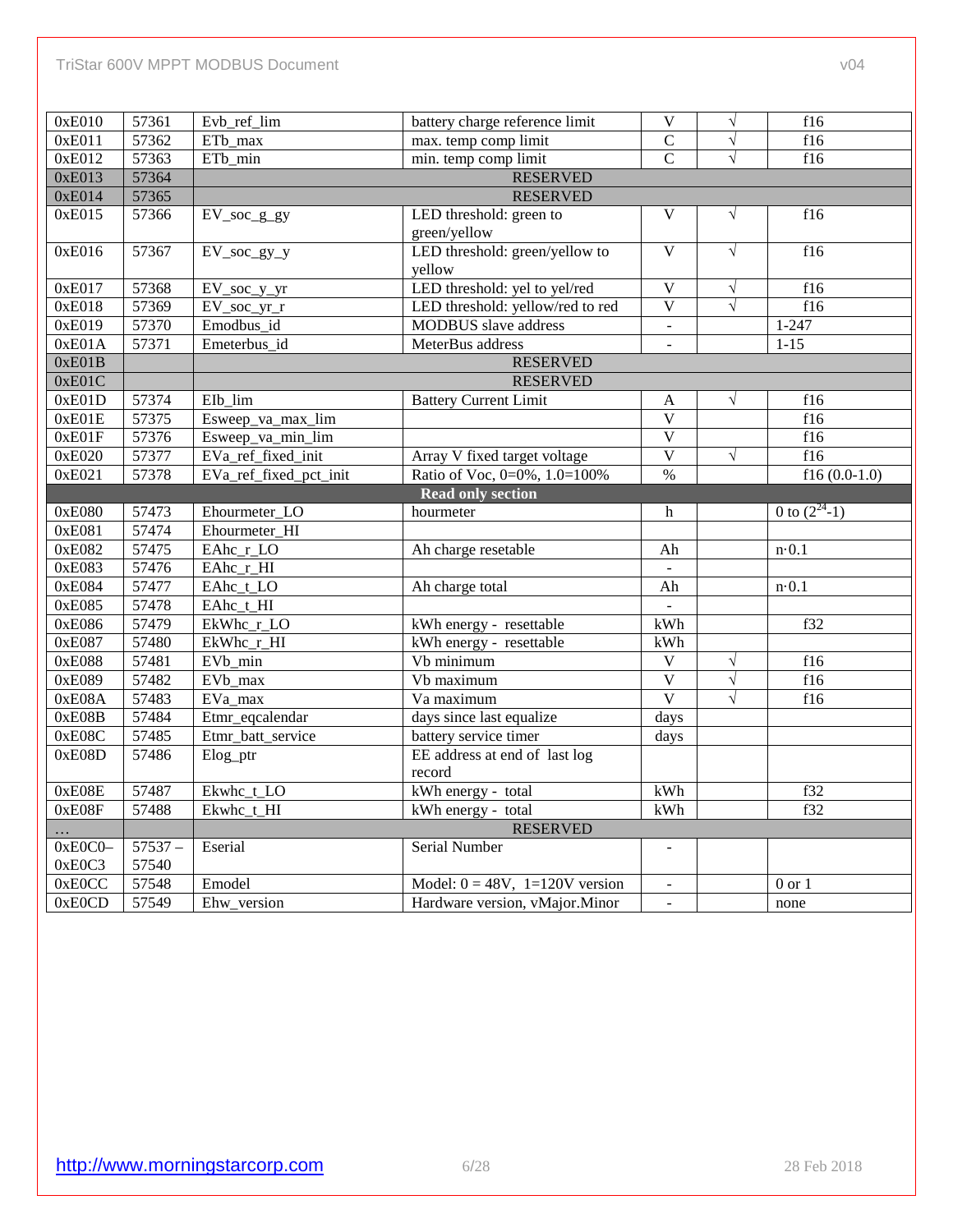| 0xE010 | 57361 | Evb_ref_lim | battery charge reference limit | V | √ | f16 |
|---|---|---|---|---|---|---|
| 0xE011 | 57362 | ETb_max | max. temp comp limit | C | √ | f16 |
| 0xE012 | 57363 | ETb_min | min. temp comp limit | C | √ | f16 |
| 0xE013 | 57364 | RESERVED | | | | |
| 0xE014 | 57365 | RESERVED | | | | |
| 0xE015 | 57366 | EV_soc_g_gy | LED threshold: green to green/yellow | V | √ | f16 |
| 0xE016 | 57367 | EV_soc_gy_y | LED threshold: green/yellow to yellow | V | √ | f16 |
| 0xE017 | 57368 | EV_soc_y_yr | LED threshold: yel to yel/red | V | √ | f16 |
| 0xE018 | 57369 | EV_soc_yr_r | LED threshold: yellow/red to red | V | √ | f16 |
| 0xE019 | 57370 | Emodbus_id | MODBUS slave address | - | | 1-247 |
| 0xE01A | 57371 | Emeterbus_id | MeterBus address | - | | 1-15 |
| 0xE01B | | RESERVED | | | | |
| 0xE01C | | RESERVED | | | | |
| 0xE01D | 57374 | EIb_lim | Battery Current Limit | A | √ | f16 |
| 0xE01E | 57375 | Esweep_va_max_lim | | V | | f16 |
| 0xE01F | 57376 | Esweep_va_min_lim | | V | | f16 |
| 0xE020 | 57377 | EVa_ref_fixed_init | Array V fixed target voltage | V | √ | f16 |
| 0xE021 | 57378 | EVa_ref_fixed_pct_init | Ratio of Voc, 0=0%, 1.0=100% | % | | f16 (0.0-1.0) |
| **Read only section** | | | | | | |
| 0xE080 | 57473 | Ehourmeter_LO | hourmeter | h | | 0 to $(2^{24}-1)$ |
| 0xE081 | 57474 | Ehourmeter_HI | | | | |
| 0xE082 | 57475 | EAhc_r_LO | Ah charge resetable | Ah | | n·0.1 |
| 0xE083 | 57476 | EAhc_r_HI | | - | | |
| 0xE084 | 57477 | EAhc_t_LO | Ah charge total | Ah | | n·0.1 |
| 0xE085 | 57478 | EAhc_t_HI | | - | | |
| 0xE086 | 57479 | EkWhc_r_LO | kWh energy - resettable | kWh | | f32 |
| 0xE087 | 57480 | EkWhc_r_HI | kWh energy - resettable | kWh | | |
| 0xE088 | 57481 | EVb_min | Vb minimum | V | √ | f16 |
| 0xE089 | 57482 | EVb_max | Vb maximum | V | √ | f16 |
| 0xE08A | 57483 | EVa_max | Va maximum | V | √ | f16 |
| 0xE08B | 57484 | Etmr_eqcalendar | days since last equalize | days | | |
| 0xE08C | 57485 | Etmr_batt_service | battery service timer | days | | |
| 0xE08D | 57486 | Elog_ptr | EE address at end of last log record | | | |
| 0xE08E | 57487 | Ekwhc_t_LO | kWh energy - total | kWh | | f32 |
| 0xE08F | 57488 | Ekwhc_t_HI | kWh energy - total | kWh | | f32 |
| … | | RESERVED | | | | |
| 0xE0C0–0xE0C3 | 57537 – 57540 | Eserial | Serial Number | - | | |
| 0xE0CC | 57548 | Emodel | Model: 0 = 48V, 1=120V version | - | | 0 or 1 |
| 0xE0CD | 57549 | Ehw_version | Hardware version, vMajor.Minor | - | | none |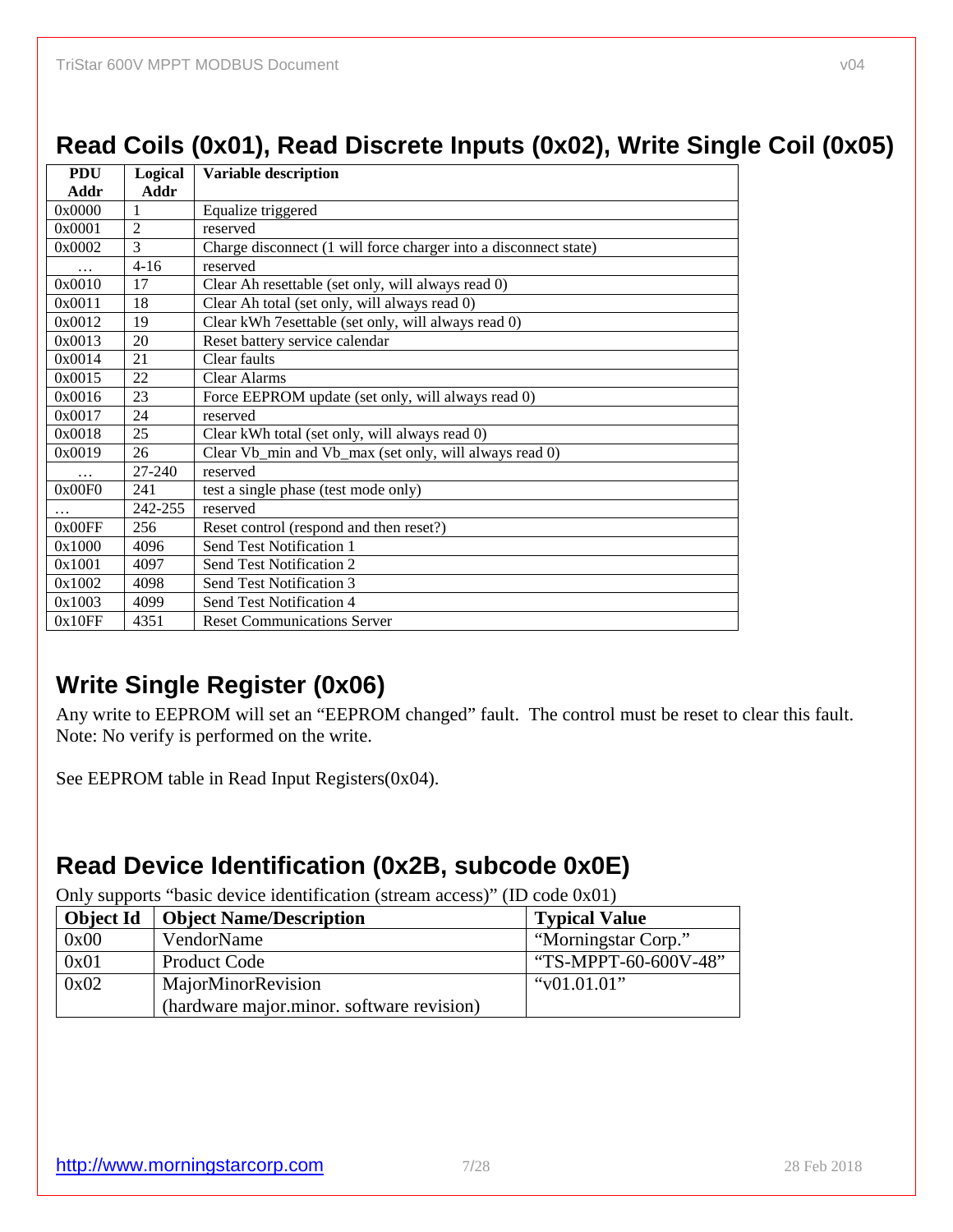## Read Coils (0x01), Read Discrete Inputs (0x02), Write Single Coil (0x05)

| PDU Addr | Logical Addr | Variable description |
|---|---|---|
| 0x0000 | 1 | Equalize triggered |
| 0x0001 | 2 | reserved |
| 0x0002 | 3 | Charge disconnect (1 will force charger into a disconnect state) |
| … | 4-16 | reserved |
| 0x0010 | 17 | Clear Ah resettable (set only, will always read 0) |
| 0x0011 | 18 | Clear Ah total (set only, will always read 0) |
| 0x0012 | 19 | Clear kWh 7esettable (set only, will always read 0) |
| 0x0013 | 20 | Reset battery service calendar |
| 0x0014 | 21 | Clear faults |
| 0x0015 | 22 | Clear Alarms |
| 0x0016 | 23 | Force EEPROM update (set only, will always read 0) |
| 0x0017 | 24 | reserved |
| 0x0018 | 25 | Clear kWh total (set only, will always read 0) |
| 0x0019 | 26 | Clear Vb_min and Vb_max (set only, will always read 0) |
| … | 27-240 | reserved |
| 0x00F0 | 241 | test a single phase (test mode only) |
| … | 242-255 | reserved |
| 0x00FF | 256 | Reset control (respond and then reset?) |
| 0x1000 | 4096 | Send Test Notification 1 |
| 0x1001 | 4097 | Send Test Notification 2 |
| 0x1002 | 4098 | Send Test Notification 3 |
| 0x1003 | 4099 | Send Test Notification 4 |
| 0x10FF | 4351 | Reset Communications Server |

## Write Single Register (0x06)

Any write to EEPROM will set an "EEPROM changed" fault. The control must be reset to clear this fault. Note: No verify is performed on the write.

See EEPROM table in Read Input Registers(0x04).

## Read Device Identification (0x2B, subcode 0x0E)

Only supports "basic device identification (stream access)" (ID code 0x01)

| Object Id | Object Name/Description | Typical Value |
|---|---|---|
| 0x00 | VendorName | "Morningstar Corp." |
| 0x01 | Product Code | "TS-MPPT-60-600V-48" |
| 0x02 | MajorMinorRevision (hardware major.minor. software revision) | "v01.01.01" |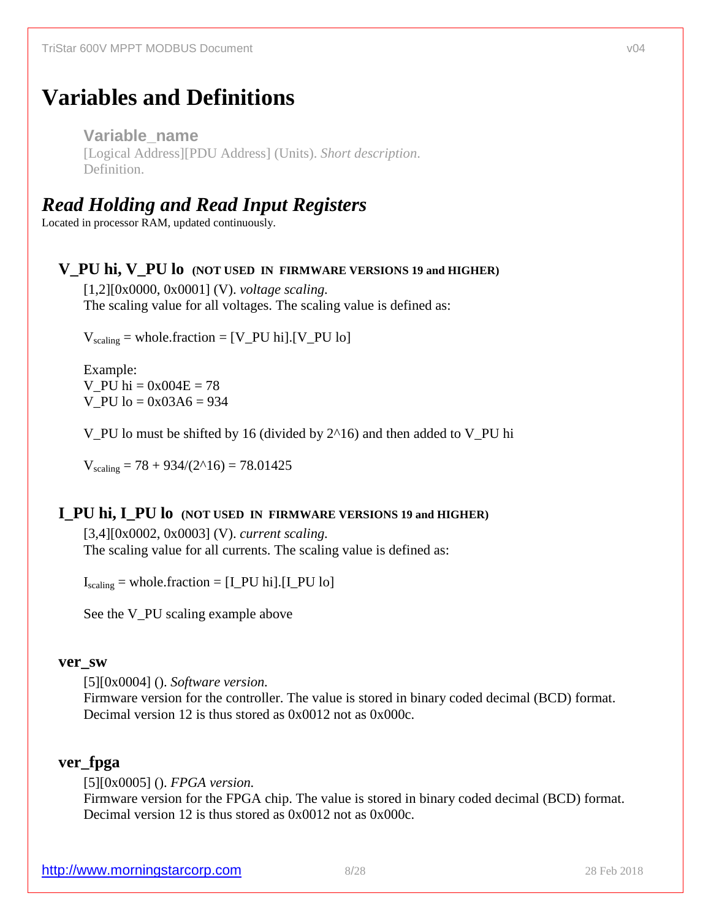# Variables and Definitions

**Variable_name**
[Logical Address][PDU Address] (Units). *Short description.*
Definition.

## *Read Holding and Read Input Registers*

Located in processor RAM, updated continuously.

### V_PU hi, V_PU lo **(NOT USED IN FIRMWARE VERSIONS 19 and HIGHER)**

[1,2][0x0000, 0x0001] (V). *voltage scaling.*
The scaling value for all voltages. The scaling value is defined as:

$V_{scaling}$ = whole.fraction = [V_PU hi].[V_PU lo]

Example:
V_PU hi = 0x004E = 78
V_PU lo = 0x03A6 = 934

V_PU lo must be shifted by 16 (divided by 2^16) and then added to V_PU hi

$V_{scaling}$ = 78 + 934/(2^16) = 78.01425

### I_PU hi, I_PU lo **(NOT USED IN FIRMWARE VERSIONS 19 and HIGHER)**

[3,4][0x0002, 0x0003] (V). *current scaling.*
The scaling value for all currents. The scaling value is defined as:

$I_{scaling}$ = whole.fraction = [I_PU hi].[I_PU lo]

See the V_PU scaling example above

### ver_sw

[5][0x0004] (). *Software version.*
Firmware version for the controller. The value is stored in binary coded decimal (BCD) format. Decimal version 12 is thus stored as 0x0012 not as 0x000c.

### ver_fpga

[5][0x0005] (). *FPGA version.*
Firmware version for the FPGA chip. The value is stored in binary coded decimal (BCD) format. Decimal version 12 is thus stored as 0x0012 not as 0x000c.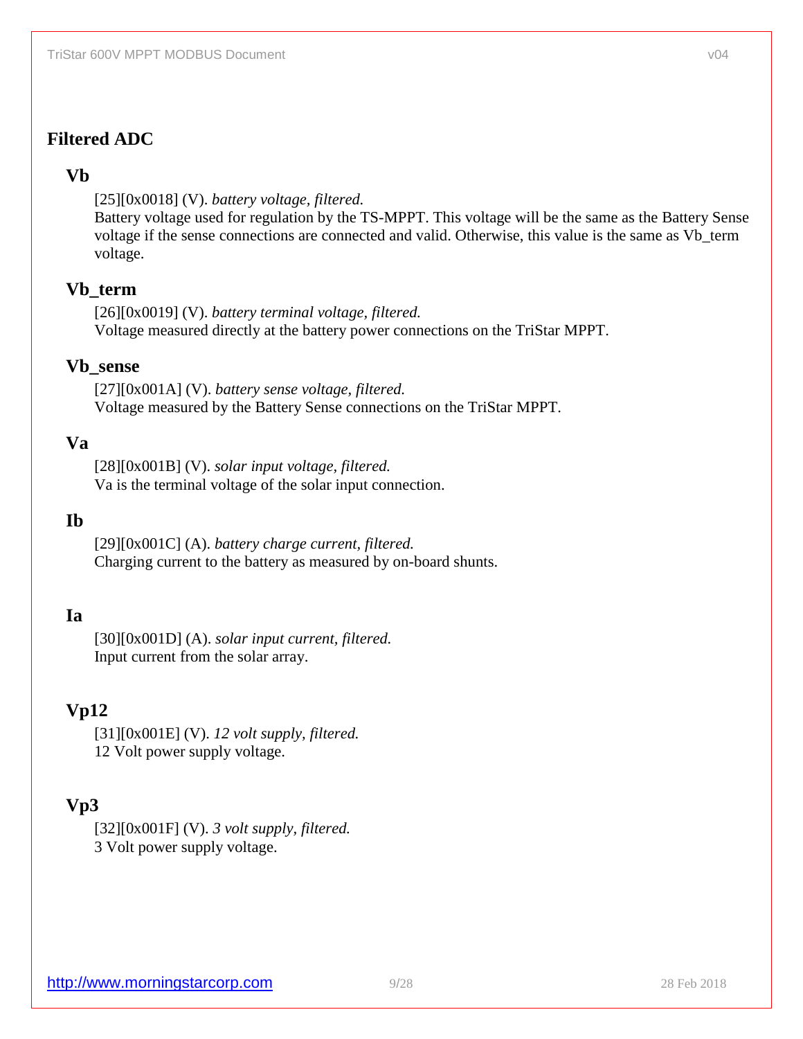## Filtered ADC

### Vb

[25][0x0018] (V). *battery voltage, filtered.*
Battery voltage used for regulation by the TS-MPPT. This voltage will be the same as the Battery Sense voltage if the sense connections are connected and valid. Otherwise, this value is the same as Vb_term voltage.

### Vb_term

[26][0x0019] (V). *battery terminal voltage, filtered.*
Voltage measured directly at the battery power connections on the TriStar MPPT.

### Vb_sense

[27][0x001A] (V). *battery sense voltage, filtered.*
Voltage measured by the Battery Sense connections on the TriStar MPPT.

### Va

[28][0x001B] (V). *solar input voltage, filtered.*
Va is the terminal voltage of the solar input connection.

### Ib

[29][0x001C] (A). *battery charge current, filtered.*
Charging current to the battery as measured by on-board shunts.

### Ia

[30][0x001D] (A). *solar input current, filtered.*
Input current from the solar array.

### Vp12

[31][0x001E] (V). *12 volt supply, filtered.*
12 Volt power supply voltage.

### Vp3

[32][0x001F] (V). *3 volt supply, filtered.*
3 Volt power supply voltage.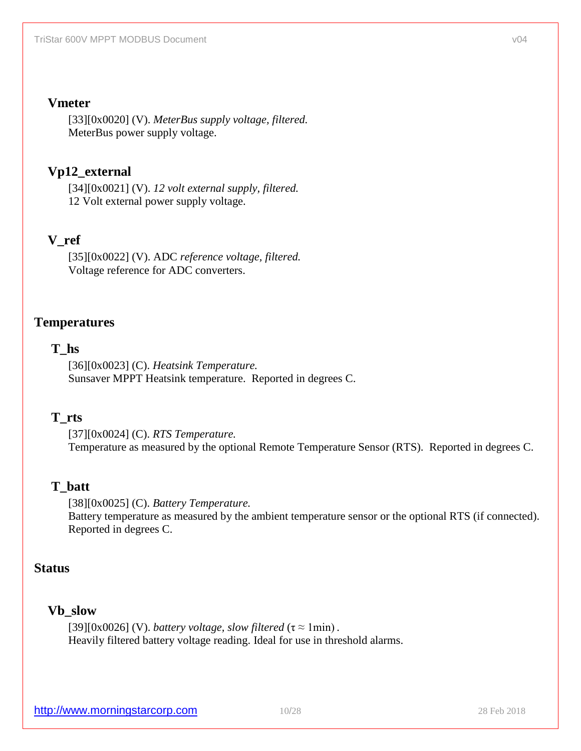### Vmeter

[33][0x0020] (V). *MeterBus supply voltage, filtered.*
MeterBus power supply voltage.

### Vp12_external

[34][0x0021] (V). *12 volt external supply, filtered.*
12 Volt external power supply voltage.

### V_ref

[35][0x0022] (V). ADC *reference voltage, filtered.*
Voltage reference for ADC converters.

## Temperatures

### T_hs

[36][0x0023] (C). *Heatsink Temperature.*
Sunsaver MPPT Heatsink temperature. Reported in degrees C.

### T_rts

[37][0x0024] (C). *RTS Temperature.*
Temperature as measured by the optional Remote Temperature Sensor (RTS). Reported in degrees C.

### T_batt

[38][0x0025] (C). *Battery Temperature.*
Battery temperature as measured by the ambient temperature sensor or the optional RTS (if connected). Reported in degrees C.

## Status

### Vb_slow

[39][0x0026] (V). *battery voltage, slow filtered* $(\tau \approx 1\text{min})$.
Heavily filtered battery voltage reading. Ideal for use in threshold alarms.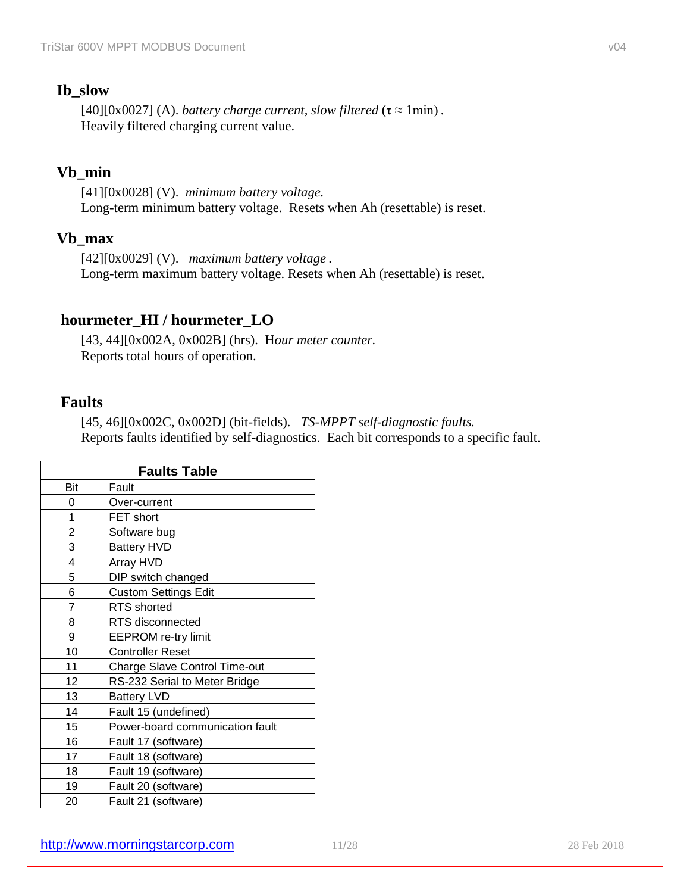### Ib_slow

[40][0x0027] (A). *battery charge current, slow filtered* ($\tau \approx$ 1min) .
Heavily filtered charging current value.

### Vb_min

[41][0x0028] (V). *minimum battery voltage.*
Long-term minimum battery voltage. Resets when Ah (resettable) is reset.

### Vb_max

[42][0x0029] (V). *maximum battery voltage* .
Long-term maximum battery voltage. Resets when Ah (resettable) is reset.

### hourmeter_HI / hourmeter_LO

[43, 44][0x002A, 0x002B] (hrs). H*our meter counter.*
Reports total hours of operation.

### Faults

[45, 46][0x002C, 0x002D] (bit-fields). *TS-MPPT self-diagnostic faults.*
Reports faults identified by self-diagnostics. Each bit corresponds to a specific fault.

**Faults Table**

| Bit | Fault |
|---|---|
| 0 | Over-current |
| 1 | FET short |
| 2 | Software bug |
| 3 | Battery HVD |
| 4 | Array HVD |
| 5 | DIP switch changed |
| 6 | Custom Settings Edit |
| 7 | RTS shorted |
| 8 | RTS disconnected |
| 9 | EEPROM re-try limit |
| 10 | Controller Reset |
| 11 | Charge Slave Control Time-out |
| 12 | RS-232 Serial to Meter Bridge |
| 13 | Battery LVD |
| 14 | Fault 15 (undefined) |
| 15 | Power-board communication fault |
| 16 | Fault 17 (software) |
| 17 | Fault 18 (software) |
| 18 | Fault 19 (software) |
| 19 | Fault 20 (software) |
| 20 | Fault 21 (software) |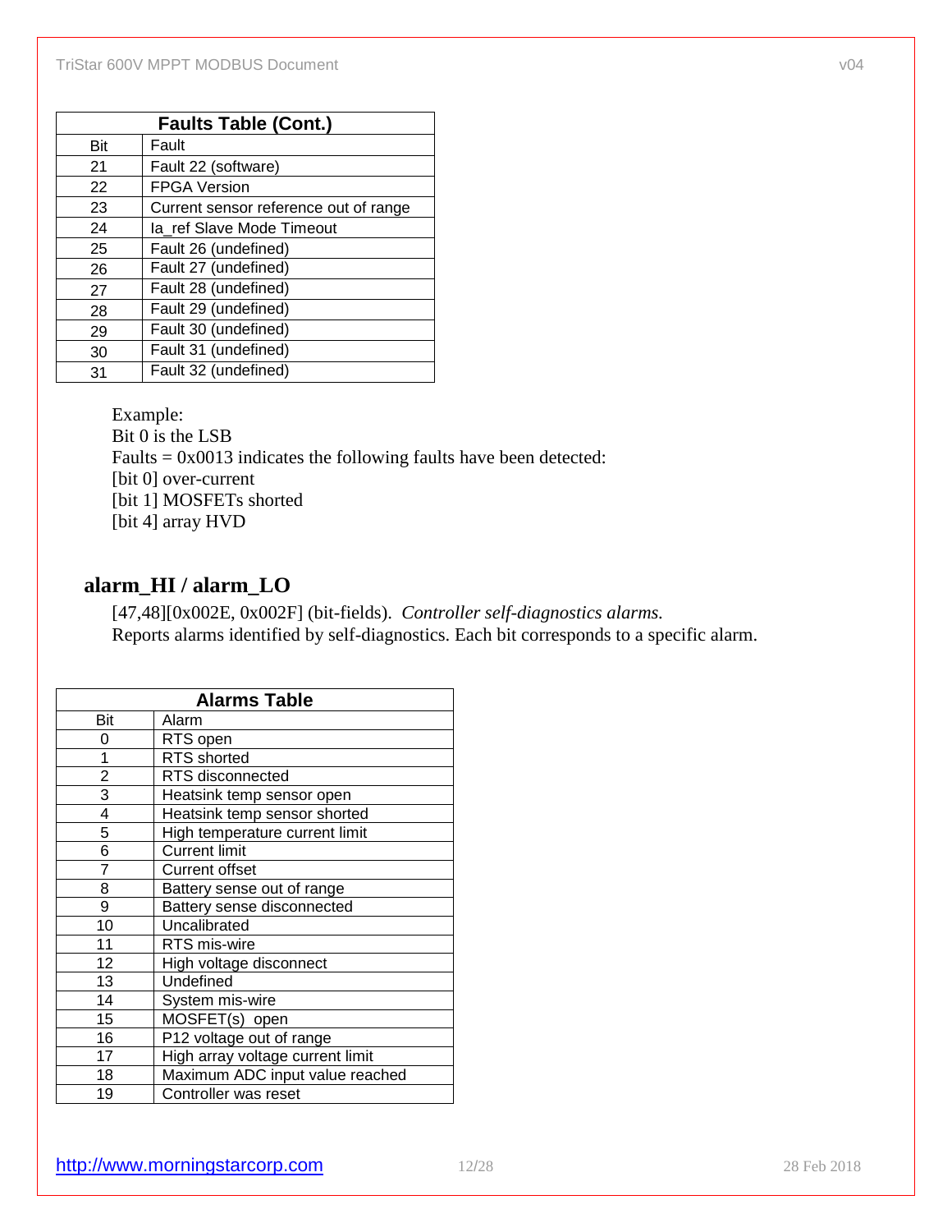| Faults Table (Cont.) | |
|---|---|
| Bit | Fault |
| 21 | Fault 22 (software) |
| 22 | FPGA Version |
| 23 | Current sensor reference out of range |
| 24 | Ia_ref Slave Mode Timeout |
| 25 | Fault 26 (undefined) |
| 26 | Fault 27 (undefined) |
| 27 | Fault 28 (undefined) |
| 28 | Fault 29 (undefined) |
| 29 | Fault 30 (undefined) |
| 30 | Fault 31 (undefined) |
| 31 | Fault 32 (undefined) |

Example:
Bit 0 is the LSB
Faults = 0x0013 indicates the following faults have been detected:
[bit 0] over-current
[bit 1] MOSFETs shorted
[bit 4] array HVD

## alarm_HI / alarm_LO

[47,48][0x002E, 0x002F] (bit-fields). *Controller self-diagnostics alarms.*
Reports alarms identified by self-diagnostics. Each bit corresponds to a specific alarm.

| Alarms Table | |
|---|---|
| Bit | Alarm |
| 0 | RTS open |
| 1 | RTS shorted |
| 2 | RTS disconnected |
| 3 | Heatsink temp sensor open |
| 4 | Heatsink temp sensor shorted |
| 5 | High temperature current limit |
| 6 | Current limit |
| 7 | Current offset |
| 8 | Battery sense out of range |
| 9 | Battery sense disconnected |
| 10 | Uncalibrated |
| 11 | RTS mis-wire |
| 12 | High voltage disconnect |
| 13 | Undefined |
| 14 | System mis-wire |
| 15 | MOSFET(s) open |
| 16 | P12 voltage out of range |
| 17 | High array voltage current limit |
| 18 | Maximum ADC input value reached |
| 19 | Controller was reset |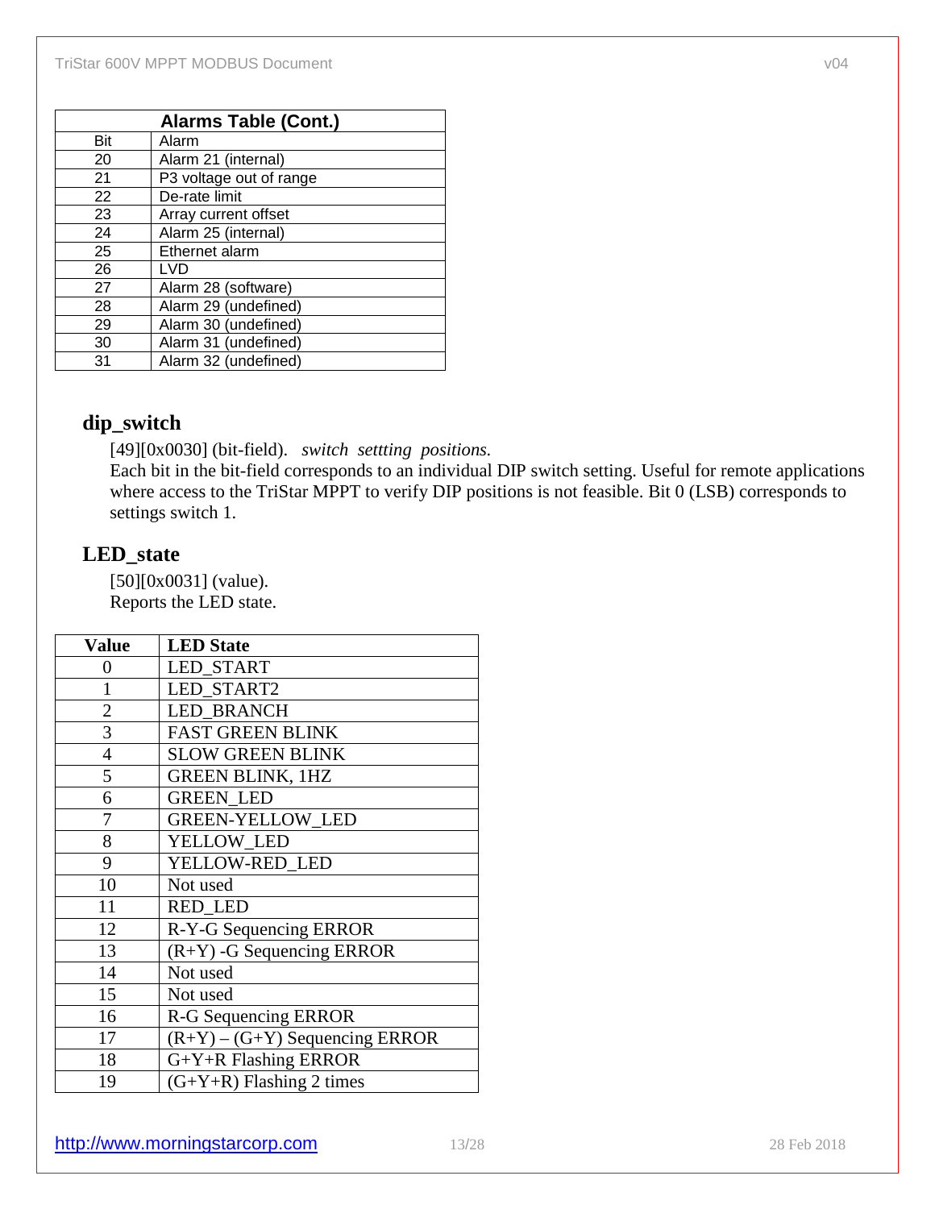| Alarms Table (Cont.) | |
|---|---|
| Bit | Alarm |
| 20 | Alarm 21 (internal) |
| 21 | P3 voltage out of range |
| 22 | De-rate limit |
| 23 | Array current offset |
| 24 | Alarm 25 (internal) |
| 25 | Ethernet alarm |
| 26 | LVD |
| 27 | Alarm 28 (software) |
| 28 | Alarm 29 (undefined) |
| 29 | Alarm 30 (undefined) |
| 30 | Alarm 31 (undefined) |
| 31 | Alarm 32 (undefined) |

## dip_switch

[49][0x0030] (bit-field). *switch settting positions.*
Each bit in the bit-field corresponds to an individual DIP switch setting. Useful for remote applications where access to the TriStar MPPT to verify DIP positions is not feasible. Bit 0 (LSB) corresponds to settings switch 1.

## LED_state

[50][0x0031] (value).
Reports the LED state.

| Value | LED State |
|---|---|
| 0 | LED_START |
| 1 | LED_START2 |
| 2 | LED_BRANCH |
| 3 | FAST GREEN BLINK |
| 4 | SLOW GREEN BLINK |
| 5 | GREEN BLINK, 1HZ |
| 6 | GREEN_LED |
| 7 | GREEN-YELLOW_LED |
| 8 | YELLOW_LED |
| 9 | YELLOW-RED_LED |
| 10 | Not used |
| 11 | RED_LED |
| 12 | R-Y-G Sequencing ERROR |
| 13 | (R+Y) -G Sequencing ERROR |
| 14 | Not used |
| 15 | Not used |
| 16 | R-G Sequencing ERROR |
| 17 | (R+Y) – (G+Y) Sequencing ERROR |
| 18 | G+Y+R Flashing ERROR |
| 19 | (G+Y+R) Flashing 2 times |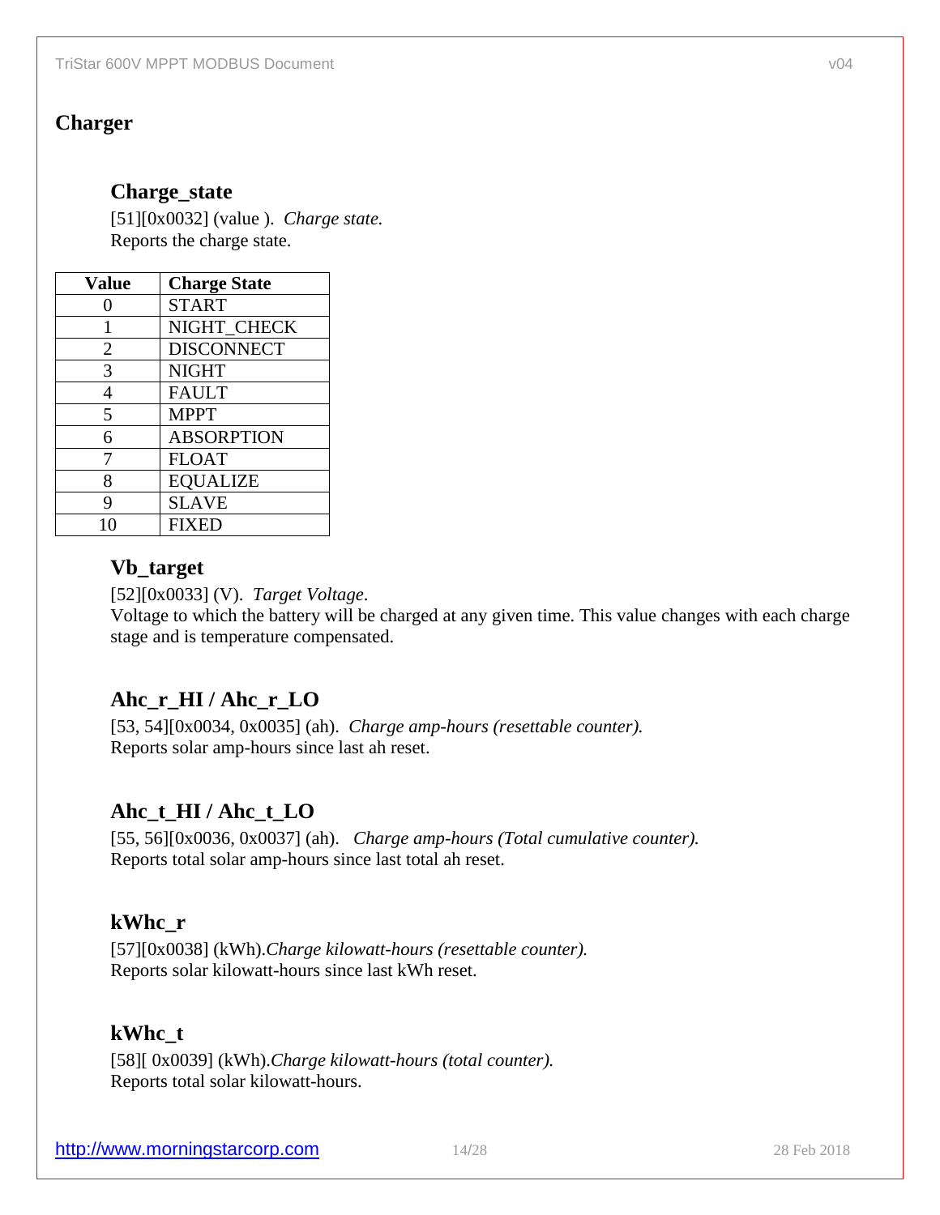## Charger

### Charge_state

[51][0x0032] (value ). *Charge state.*
Reports the charge state.

| Value | Charge State |
|---|---|
| 0 | START |
| 1 | NIGHT_CHECK |
| 2 | DISCONNECT |
| 3 | NIGHT |
| 4 | FAULT |
| 5 | MPPT |
| 6 | ABSORPTION |
| 7 | FLOAT |
| 8 | EQUALIZE |
| 9 | SLAVE |
| 10 | FIXED |

### Vb_target

[52][0x0033] (V). *Target Voltage.*
Voltage to which the battery will be charged at any given time. This value changes with each charge stage and is temperature compensated.

### Ahc_r_HI / Ahc_r_LO

[53, 54][0x0034, 0x0035] (ah). *Charge amp-hours (resettable counter).*
Reports solar amp-hours since last ah reset.

### Ahc_t_HI / Ahc_t_LO

[55, 56][0x0036, 0x0037] (ah). *Charge amp-hours (Total cumulative counter).*
Reports total solar amp-hours since last total ah reset.

### kWhc_r

[57][0x0038] (kWh).*Charge kilowatt-hours (resettable counter).*
Reports solar kilowatt-hours since last kWh reset.

### kWhc_t

[58][ 0x0039] (kWh).*Charge kilowatt-hours (total counter).*
Reports total solar kilowatt-hours.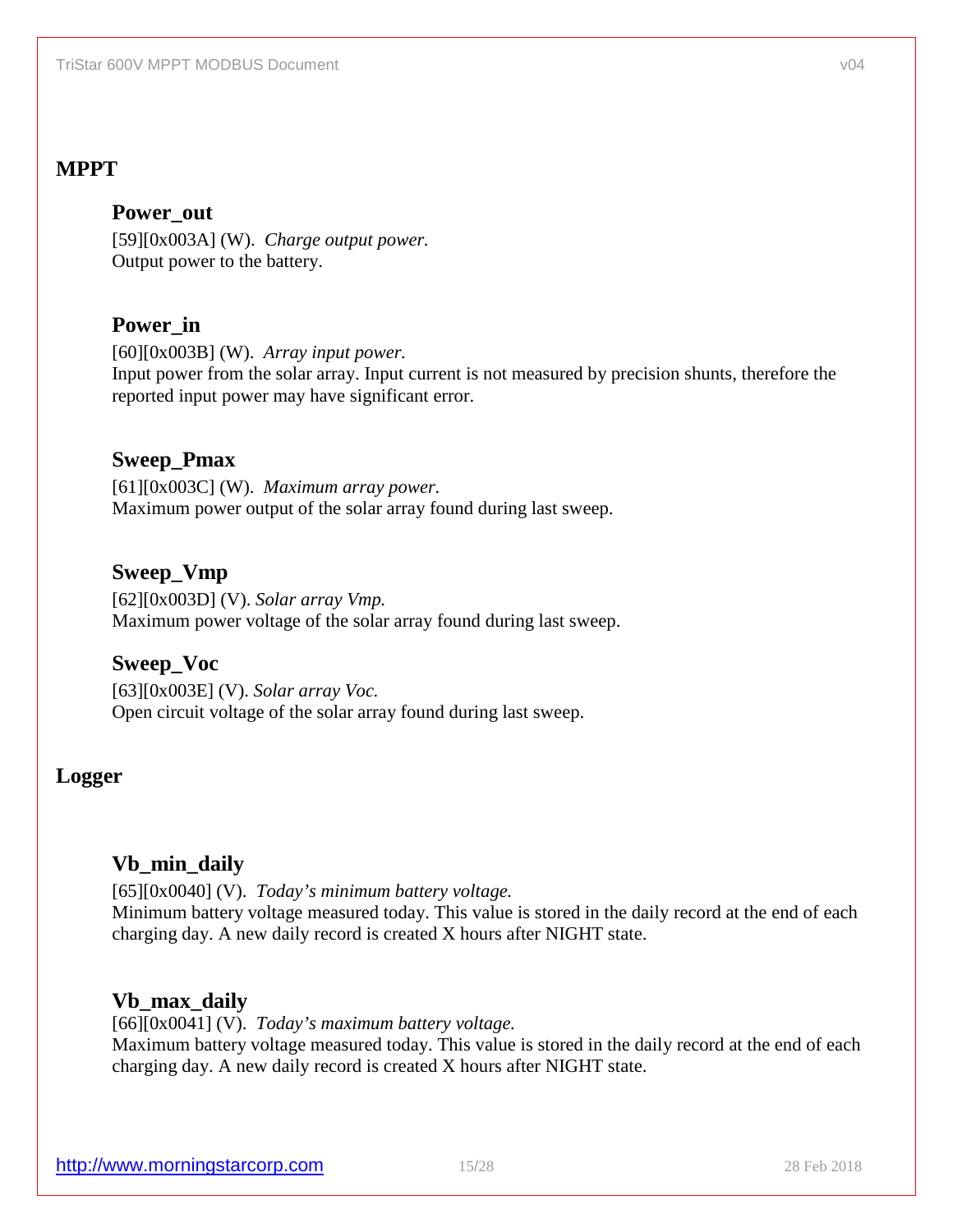## MPPT

### Power_out

[59][0x003A] (W). *Charge output power.*
Output power to the battery.

### Power_in

[60][0x003B] (W). *Array input power.*
Input power from the solar array. Input current is not measured by precision shunts, therefore the reported input power may have significant error.

### Sweep_Pmax

[61][0x003C] (W). *Maximum array power.*
Maximum power output of the solar array found during last sweep.

### Sweep_Vmp

[62][0x003D] (V). *Solar array Vmp.*
Maximum power voltage of the solar array found during last sweep.

### Sweep_Voc

[63][0x003E] (V). *Solar array Voc.*
Open circuit voltage of the solar array found during last sweep.

## Logger

### Vb_min_daily

[65][0x0040] (V). *Today's minimum battery voltage.*
Minimum battery voltage measured today. This value is stored in the daily record at the end of each charging day. A new daily record is created X hours after NIGHT state.

### Vb_max_daily

[66][0x0041] (V). *Today's maximum battery voltage.*
Maximum battery voltage measured today. This value is stored in the daily record at the end of each charging day. A new daily record is created X hours after NIGHT state.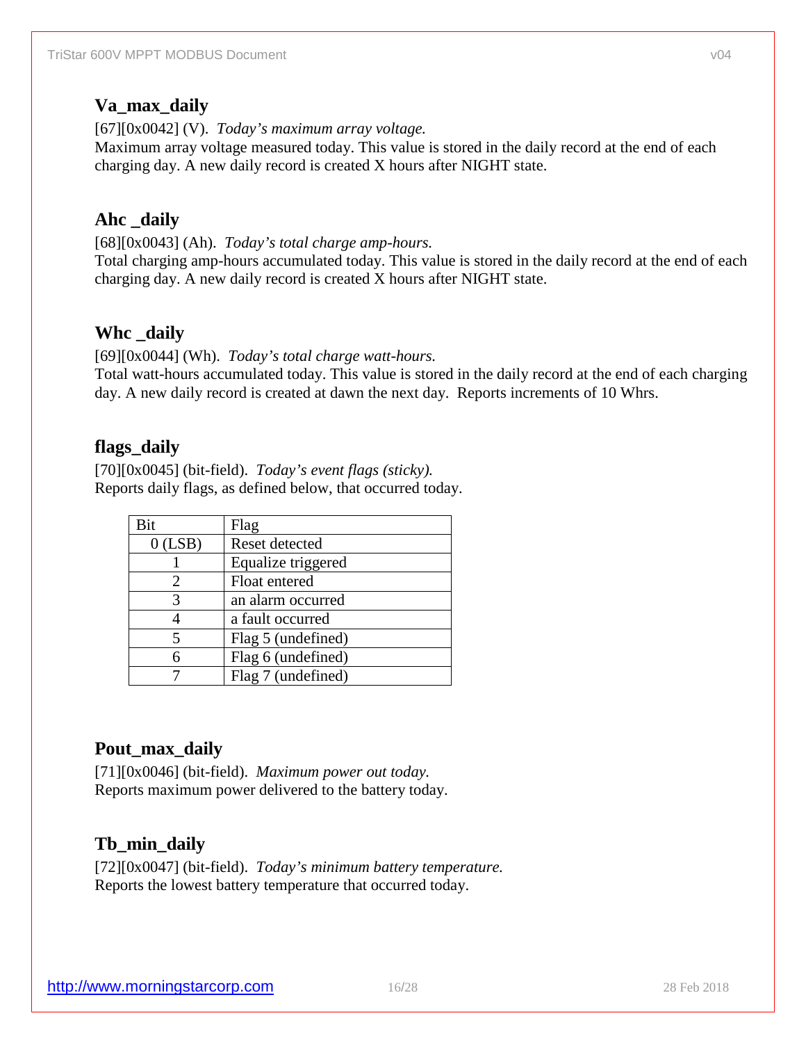### Va_max_daily

[67][0x0042] (V). *Today's maximum array voltage.*
Maximum array voltage measured today. This value is stored in the daily record at the end of each charging day. A new daily record is created X hours after NIGHT state.

### Ahc _daily

[68][0x0043] (Ah). *Today's total charge amp-hours.*
Total charging amp-hours accumulated today. This value is stored in the daily record at the end of each charging day. A new daily record is created X hours after NIGHT state.

### Whc _daily

[69][0x0044] (Wh). *Today's total charge watt-hours.*
Total watt-hours accumulated today. This value is stored in the daily record at the end of each charging day. A new daily record is created at dawn the next day. Reports increments of 10 Whrs.

### flags_daily

[70][0x0045] (bit-field). *Today's event flags (sticky).*
Reports daily flags, as defined below, that occurred today.

| Bit | Flag |
|---|---|
| 0 (LSB) | Reset detected |
| 1 | Equalize triggered |
| 2 | Float entered |
| 3 | an alarm occurred |
| 4 | a fault occurred |
| 5 | Flag 5 (undefined) |
| 6 | Flag 6 (undefined) |
| 7 | Flag 7 (undefined) |

### Pout_max_daily

[71][0x0046] (bit-field). *Maximum power out today.*
Reports maximum power delivered to the battery today.

### Tb_min_daily

[72][0x0047] (bit-field). *Today's minimum battery temperature.*
Reports the lowest battery temperature that occurred today.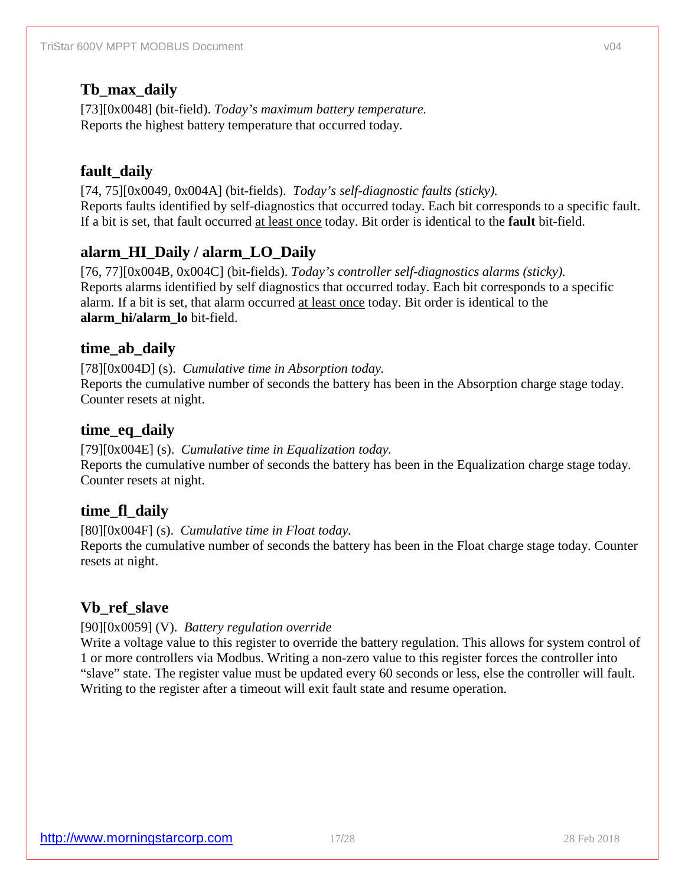### Tb_max_daily

[73][0x0048] (bit-field). *Today's maximum battery temperature.*
Reports the highest battery temperature that occurred today.

### fault_daily

[74, 75][0x0049, 0x004A] (bit-fields). *Today's self-diagnostic faults (sticky).*
Reports faults identified by self-diagnostics that occurred today. Each bit corresponds to a specific fault. If a bit is set, that fault occurred at least once today. Bit order is identical to the **fault** bit-field.

### alarm_HI_Daily / alarm_LO_Daily

[76, 77][0x004B, 0x004C] (bit-fields). *Today's controller self-diagnostics alarms (sticky).*
Reports alarms identified by self diagnostics that occurred today. Each bit corresponds to a specific alarm. If a bit is set, that alarm occurred at least once today. Bit order is identical to the **alarm_hi/alarm_lo** bit-field.

### time_ab_daily

[78][0x004D] (s). *Cumulative time in Absorption today.*
Reports the cumulative number of seconds the battery has been in the Absorption charge stage today. Counter resets at night.

### time_eq_daily

[79][0x004E] (s). *Cumulative time in Equalization today.*
Reports the cumulative number of seconds the battery has been in the Equalization charge stage today. Counter resets at night.

### time_fl_daily

[80][0x004F] (s). *Cumulative time in Float today.*
Reports the cumulative number of seconds the battery has been in the Float charge stage today. Counter resets at night.

### Vb_ref_slave

[90][0x0059] (V). *Battery regulation override*
Write a voltage value to this register to override the battery regulation. This allows for system control of 1 or more controllers via Modbus. Writing a non-zero value to this register forces the controller into "slave" state. The register value must be updated every 60 seconds or less, else the controller will fault. Writing to the register after a timeout will exit fault state and resume operation.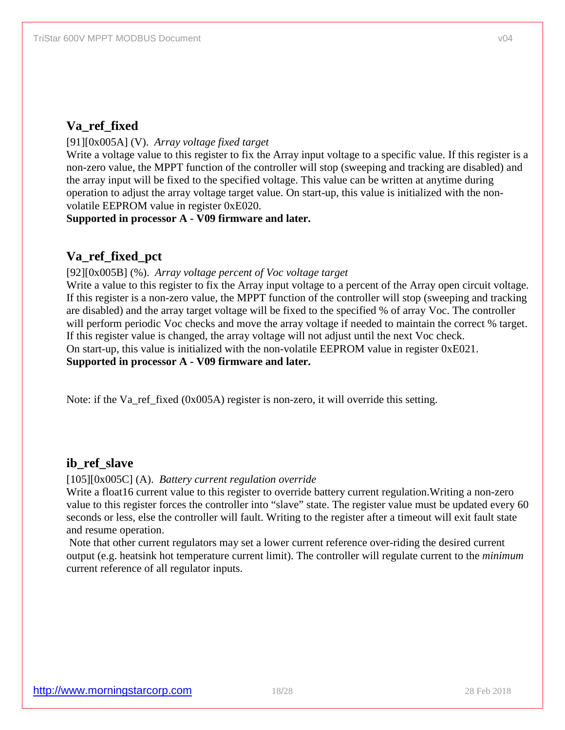## Va_ref_fixed

[91][0x005A] (V). *Array voltage fixed target*

Write a voltage value to this register to fix the Array input voltage to a specific value. If this register is a non-zero value, the MPPT function of the controller will stop (sweeping and tracking are disabled) and the array input will be fixed to the specified voltage. This value can be written at anytime during operation to adjust the array voltage target value. On start-up, this value is initialized with the non-volatile EEPROM value in register 0xE020.

**Supported in processor A - V09 firmware and later.**

## Va_ref_fixed_pct

[92][0x005B] (%). *Array voltage percent of Voc voltage target*

Write a value to this register to fix the Array input voltage to a percent of the Array open circuit voltage. If this register is a non-zero value, the MPPT function of the controller will stop (sweeping and tracking are disabled) and the array target voltage will be fixed to the specified % of array Voc. The controller will perform periodic Voc checks and move the array voltage if needed to maintain the correct % target. If this register value is changed, the array voltage will not adjust until the next Voc check.

On start-up, this value is initialized with the non-volatile EEPROM value in register 0xE021.

**Supported in processor A - V09 firmware and later.**

Note: if the Va_ref_fixed (0x005A) register is non-zero, it will override this setting.

## ib_ref_slave

[105][0x005C] (A). *Battery current regulation override*

Write a float16 current value to this register to override battery current regulation.Writing a non-zero value to this register forces the controller into “slave” state. The register value must be updated every 60 seconds or less, else the controller will fault. Writing to the register after a timeout will exit fault state and resume operation.

Note that other current regulators may set a lower current reference over-riding the desired current output (e.g. heatsink hot temperature current limit). The controller will regulate current to the *minimum* current reference of all regulator inputs.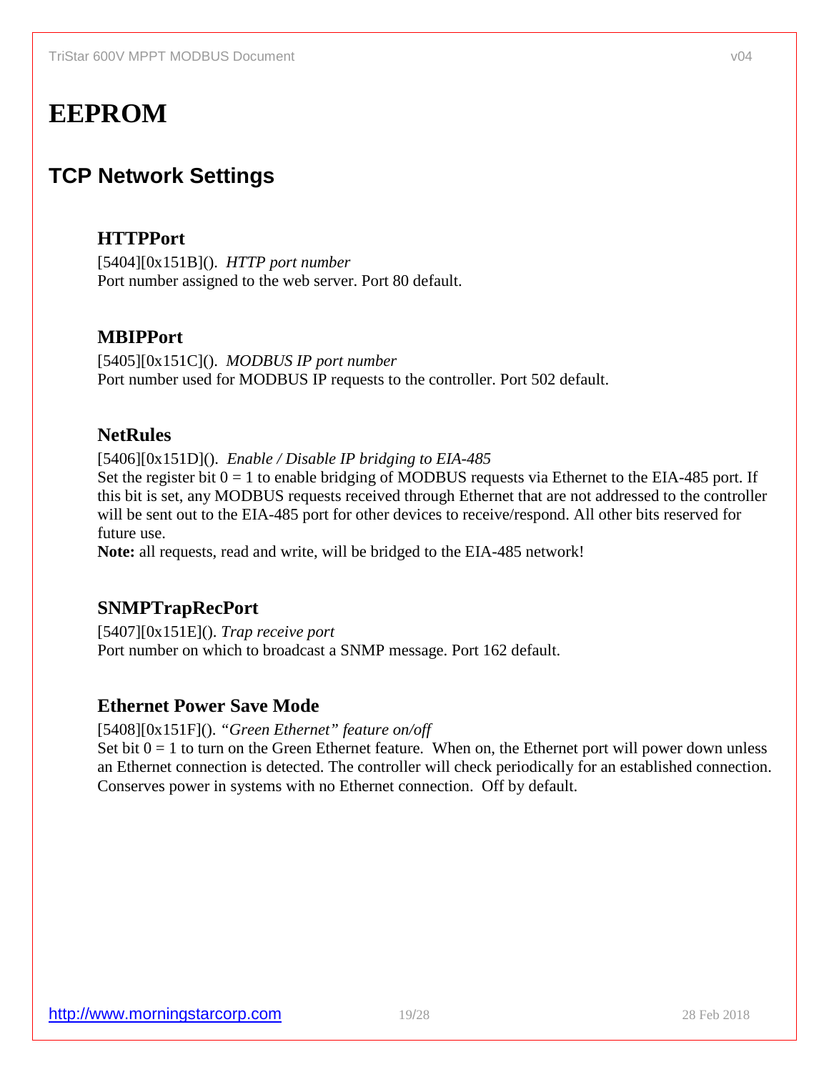# EEPROM

## TCP Network Settings

### HTTPPort

[5404][0x151B](). *HTTP port number*
Port number assigned to the web server. Port 80 default.

### MBIPPort

[5405][0x151C](). *MODBUS IP port number*
Port number used for MODBUS IP requests to the controller. Port 502 default.

### NetRules

[5406][0x151D](). *Enable / Disable IP bridging to EIA-485*
Set the register bit 0 = 1 to enable bridging of MODBUS requests via Ethernet to the EIA-485 port. If this bit is set, any MODBUS requests received through Ethernet that are not addressed to the controller will be sent out to the EIA-485 port for other devices to receive/respond. All other bits reserved for future use.
**Note:** all requests, read and write, will be bridged to the EIA-485 network!

### SNMPTrapRecPort

[5407][0x151E](). *Trap receive port*
Port number on which to broadcast a SNMP message. Port 162 default.

### Ethernet Power Save Mode

[5408][0x151F](). *"Green Ethernet" feature on/off*
Set bit 0 = 1 to turn on the Green Ethernet feature. When on, the Ethernet port will power down unless an Ethernet connection is detected. The controller will check periodically for an established connection. Conserves power in systems with no Ethernet connection. Off by default.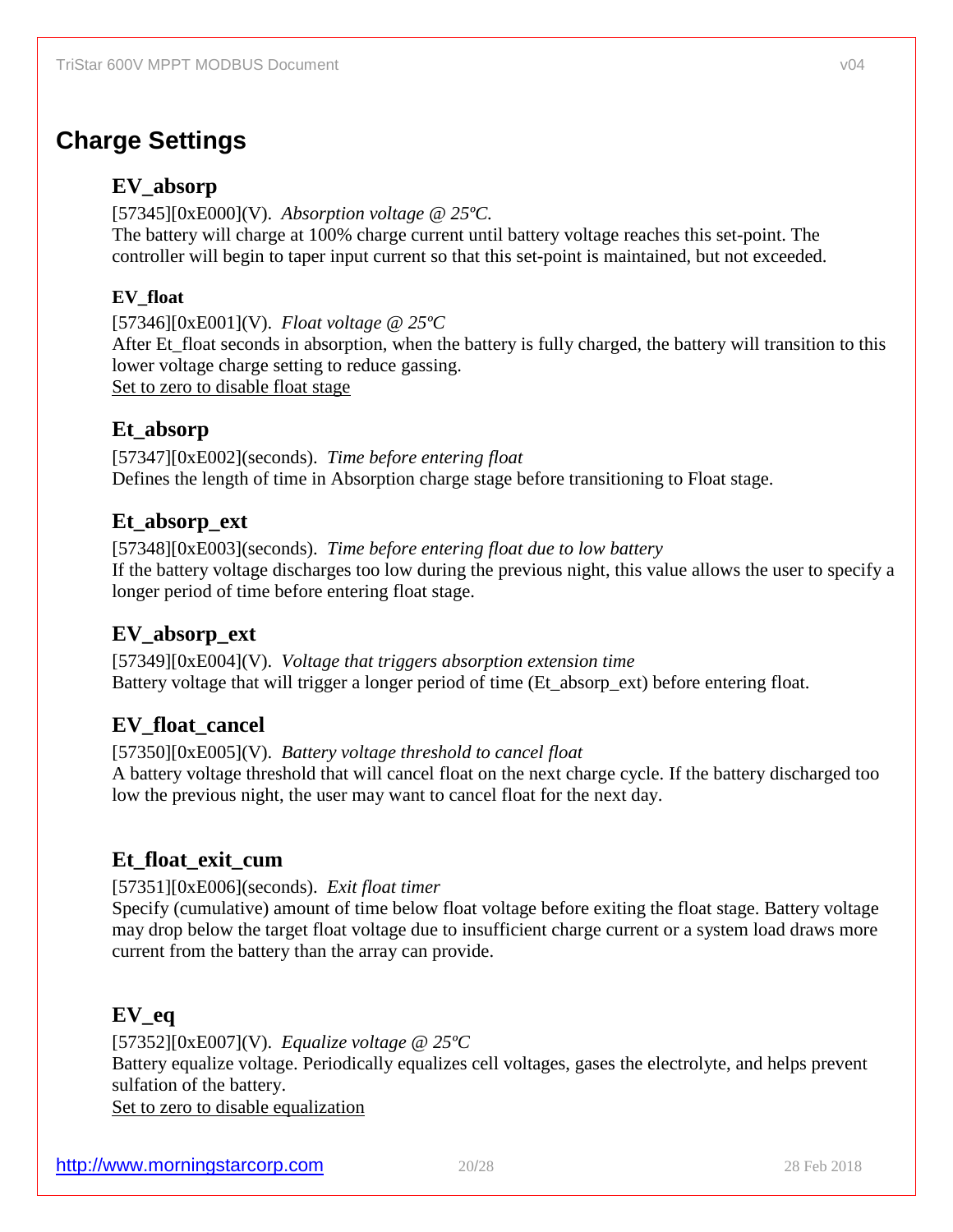# Charge Settings

## EV_absorp

[57345][0xE000](V). *Absorption voltage @ 25ºC.*
The battery will charge at 100% charge current until battery voltage reaches this set-point. The controller will begin to taper input current so that this set-point is maintained, but not exceeded.

### EV_float

[57346][0xE001](V). *Float voltage @ 25ºC*
After Et_float seconds in absorption, when the battery is fully charged, the battery will transition to this lower voltage charge setting to reduce gassing.
<u>Set to zero to disable float stage</u>

## Et_absorp

[57347][0xE002](seconds). *Time before entering float*
Defines the length of time in Absorption charge stage before transitioning to Float stage.

## Et_absorp_ext

[57348][0xE003](seconds). *Time before entering float due to low battery*
If the battery voltage discharges too low during the previous night, this value allows the user to specify a longer period of time before entering float stage.

## EV_absorp_ext

[57349][0xE004](V). *Voltage that triggers absorption extension time*
Battery voltage that will trigger a longer period of time (Et_absorp_ext) before entering float.

## EV_float_cancel

[57350][0xE005](V). *Battery voltage threshold to cancel float*
A battery voltage threshold that will cancel float on the next charge cycle. If the battery discharged too low the previous night, the user may want to cancel float for the next day.

## Et_float_exit_cum

[57351][0xE006](seconds). *Exit float timer*
Specify (cumulative) amount of time below float voltage before exiting the float stage. Battery voltage may drop below the target float voltage due to insufficient charge current or a system load draws more current from the battery than the array can provide.

## EV_eq

[57352][0xE007](V). *Equalize voltage @ 25ºC*
Battery equalize voltage. Periodically equalizes cell voltages, gases the electrolyte, and helps prevent sulfation of the battery.
<u>Set to zero to disable equalization</u>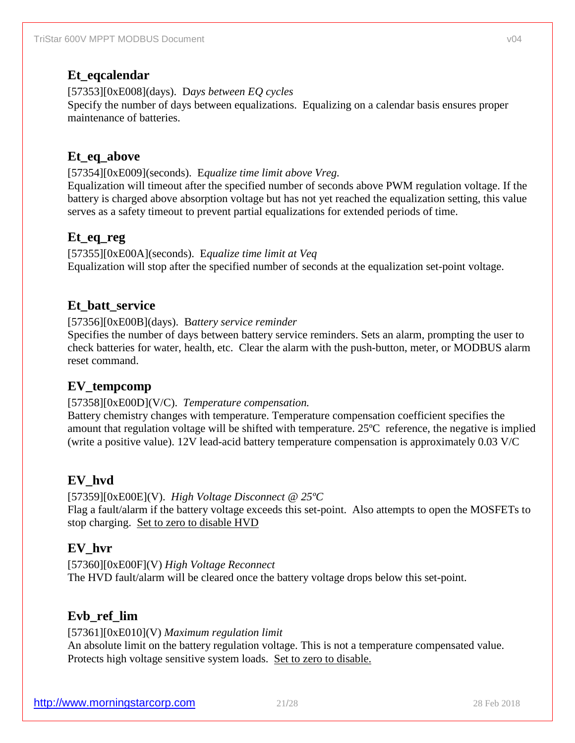### Et_eqcalendar

[57353][0xE008](days). *Days between EQ cycles*
Specify the number of days between equalizations. Equalizing on a calendar basis ensures proper maintenance of batteries.

### Et_eq_above

[57354][0xE009](seconds). *Equalize time limit above Vreg.*
Equalization will timeout after the specified number of seconds above PWM regulation voltage. If the battery is charged above absorption voltage but has not yet reached the equalization setting, this value serves as a safety timeout to prevent partial equalizations for extended periods of time.

### Et_eq_reg

[57355][0xE00A](seconds). *Equalize time limit at Veq*
Equalization will stop after the specified number of seconds at the equalization set-point voltage.

### Et_batt_service

[57356][0xE00B](days). *Battery service reminder*
Specifies the number of days between battery service reminders. Sets an alarm, prompting the user to check batteries for water, health, etc. Clear the alarm with the push-button, meter, or MODBUS alarm reset command.

### EV_tempcomp

[57358][0xE00D](V/C). *Temperature compensation.*
Battery chemistry changes with temperature. Temperature compensation coefficient specifies the amount that regulation voltage will be shifted with temperature. 25ºC reference, the negative is implied (write a positive value). 12V lead-acid battery temperature compensation is approximately 0.03 V/C

### EV_hvd

[57359][0xE00E](V). *High Voltage Disconnect @ 25ºC*
Flag a fault/alarm if the battery voltage exceeds this set-point. Also attempts to open the MOSFETs to stop charging. <u>Set to zero to disable HVD</u>

### EV_hvr

[57360][0xE00F](V) *High Voltage Reconnect*
The HVD fault/alarm will be cleared once the battery voltage drops below this set-point.

### Evb_ref_lim

[57361][0xE010](V) *Maximum regulation limit*
An absolute limit on the battery regulation voltage. This is not a temperature compensated value. Protects high voltage sensitive system loads. <u>Set to zero to disable.</u>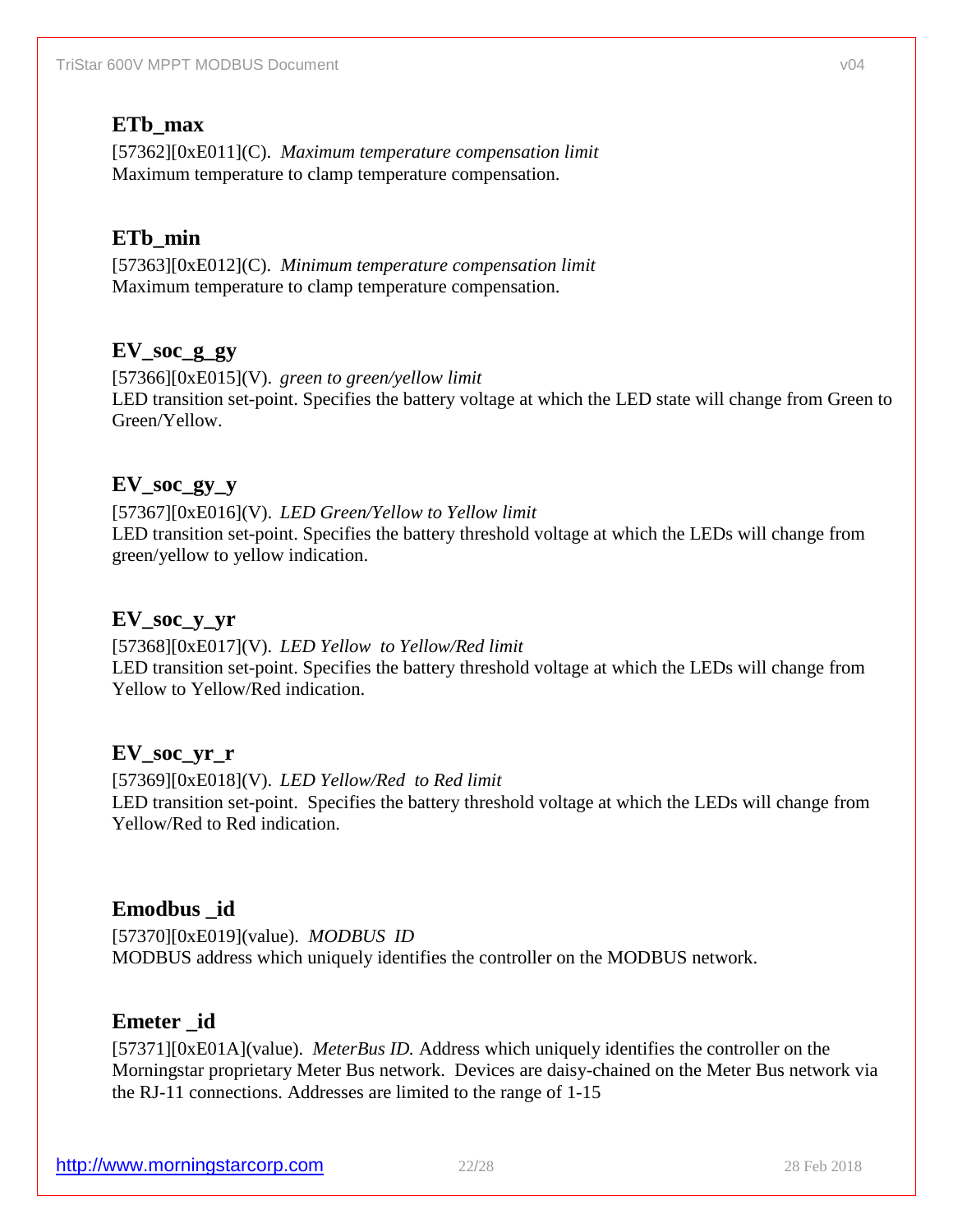## ETb_max

[57362][0xE011](C). *Maximum temperature compensation limit*
Maximum temperature to clamp temperature compensation.

## ETb_min

[57363][0xE012](C). *Minimum temperature compensation limit*
Maximum temperature to clamp temperature compensation.

## EV_soc_g_gy

[57366][0xE015](V). *green to green/yellow limit*
LED transition set-point. Specifies the battery voltage at which the LED state will change from Green to Green/Yellow.

## EV_soc_gy_y

[57367][0xE016](V). *LED Green/Yellow to Yellow limit*
LED transition set-point. Specifies the battery threshold voltage at which the LEDs will change from green/yellow to yellow indication.

## EV_soc_y_yr

[57368][0xE017](V). *LED Yellow to Yellow/Red limit*
LED transition set-point. Specifies the battery threshold voltage at which the LEDs will change from Yellow to Yellow/Red indication.

## EV_soc_yr_r

[57369][0xE018](V). *LED Yellow/Red to Red limit*
LED transition set-point. Specifies the battery threshold voltage at which the LEDs will change from Yellow/Red to Red indication.

## Emodbus _id

[57370][0xE019](value). *MODBUS ID*
MODBUS address which uniquely identifies the controller on the MODBUS network.

## Emeter _id

[57371][0xE01A](value). *MeterBus ID.* Address which uniquely identifies the controller on the Morningstar proprietary Meter Bus network. Devices are daisy-chained on the Meter Bus network via the RJ-11 connections. Addresses are limited to the range of 1-15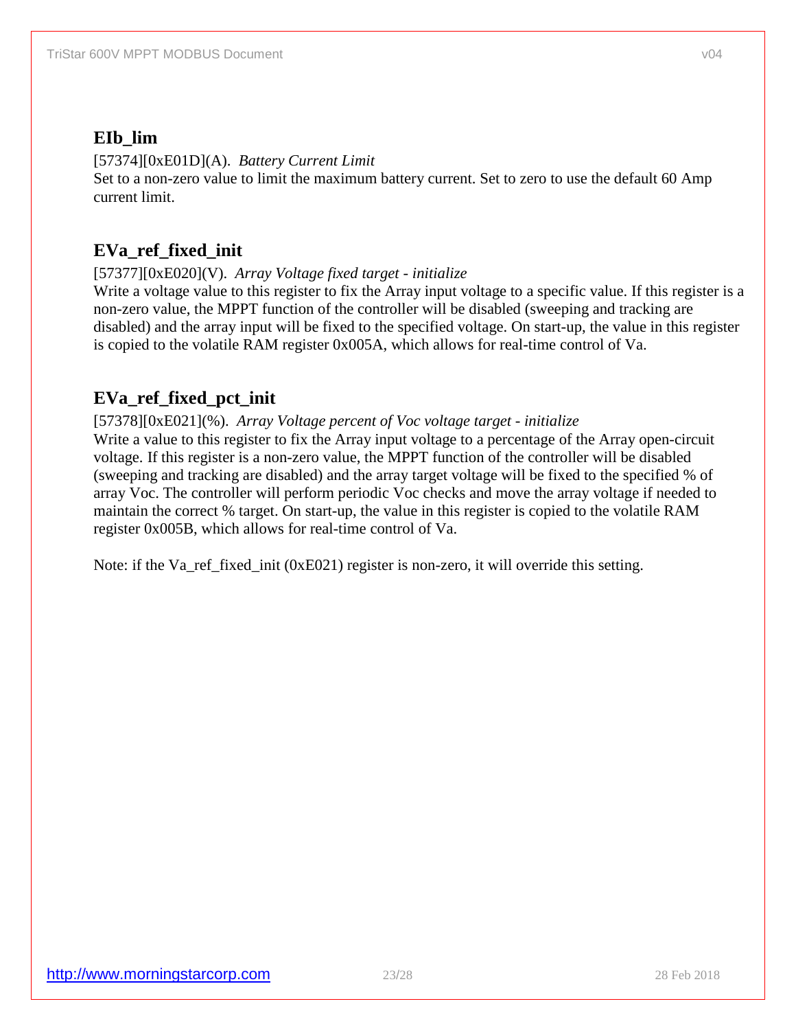## EIb_lim

[57374][0xE01D](A). *Battery Current Limit*
Set to a non-zero value to limit the maximum battery current. Set to zero to use the default 60 Amp current limit.

## EVa_ref_fixed_init

[57377][0xE020](V). *Array Voltage fixed target - initialize*
Write a voltage value to this register to fix the Array input voltage to a specific value. If this register is a non-zero value, the MPPT function of the controller will be disabled (sweeping and tracking are disabled) and the array input will be fixed to the specified voltage. On start-up, the value in this register is copied to the volatile RAM register 0x005A, which allows for real-time control of Va.

## EVa_ref_fixed_pct_init

[57378][0xE021](%). *Array Voltage percent of Voc voltage target - initialize*
Write a value to this register to fix the Array input voltage to a percentage of the Array open-circuit voltage. If this register is a non-zero value, the MPPT function of the controller will be disabled (sweeping and tracking are disabled) and the array target voltage will be fixed to the specified % of array Voc. The controller will perform periodic Voc checks and move the array voltage if needed to maintain the correct % target. On start-up, the value in this register is copied to the volatile RAM register 0x005B, which allows for real-time control of Va.

Note: if the Va_ref_fixed_init (0xE021) register is non-zero, it will override this setting.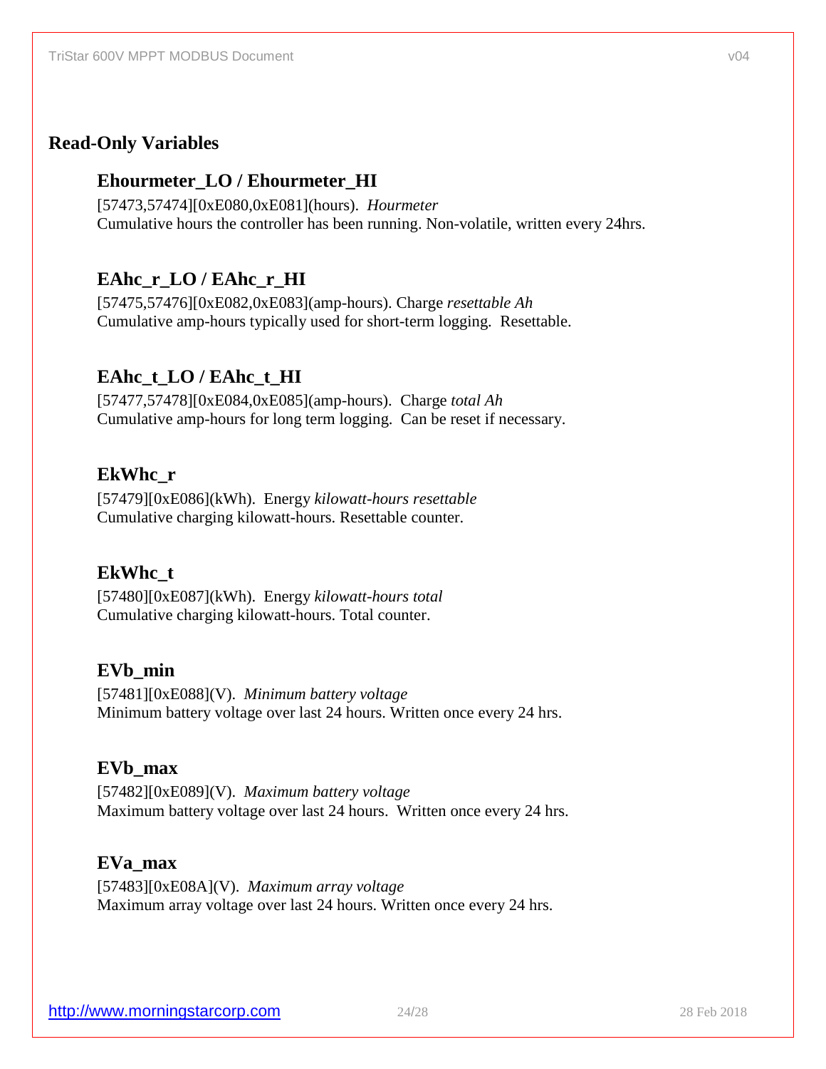## Read-Only Variables

### Ehourmeter_LO / Ehourmeter_HI

[57473,57474][0xE080,0xE081](hours). *Hourmeter*
Cumulative hours the controller has been running. Non-volatile, written every 24hrs.

### EAhc_r_LO / EAhc_r_HI

[57475,57476][0xE082,0xE083](amp-hours). Charge *resettable Ah*
Cumulative amp-hours typically used for short-term logging. Resettable.

### EAhc_t_LO / EAhc_t_HI

[57477,57478][0xE084,0xE085](amp-hours). Charge *total Ah*
Cumulative amp-hours for long term logging. Can be reset if necessary.

### EkWhc_r

[57479][0xE086](kWh). Energy *kilowatt-hours resettable*
Cumulative charging kilowatt-hours. Resettable counter.

### EkWhc_t

[57480][0xE087](kWh). Energy *kilowatt-hours total*
Cumulative charging kilowatt-hours. Total counter.

### EVb_min

[57481][0xE088](V). *Minimum battery voltage*
Minimum battery voltage over last 24 hours. Written once every 24 hrs.

### EVb_max

[57482][0xE089](V). *Maximum battery voltage*
Maximum battery voltage over last 24 hours. Written once every 24 hrs.

### EVa_max

[57483][0xE08A](V). *Maximum array voltage*
Maximum array voltage over last 24 hours. Written once every 24 hrs.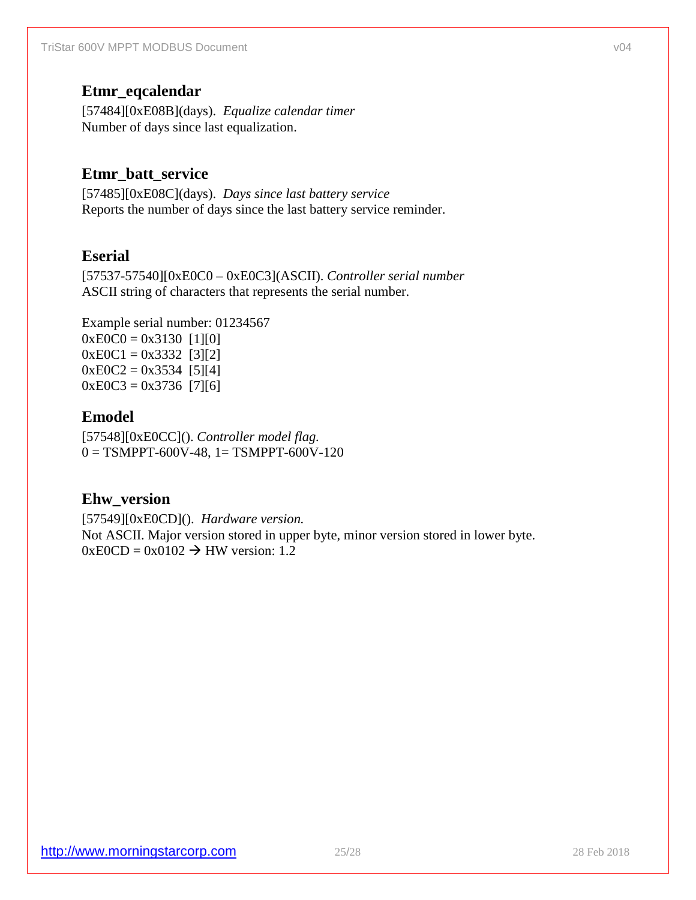### Etmr_eqcalendar

[57484][0xE08B](days). *Equalize calendar timer*
Number of days since last equalization.

### Etmr_batt_service

[57485][0xE08C](days). *Days since last battery service*
Reports the number of days since the last battery service reminder.

### Eserial

[57537-57540][0xE0C0 – 0xE0C3](ASCII). *Controller serial number*
ASCII string of characters that represents the serial number.

Example serial number: 01234567
0xE0C0 = 0x3130  [1][0]
0xE0C1 = 0x3332  [3][2]
0xE0C2 = 0x3534  [5][4]
0xE0C3 = 0x3736  [7][6]

### Emodel

[57548][0xE0CC](). *Controller model flag.*
0 = TSMPPT-600V-48, 1= TSMPPT-600V-120

### Ehw_version

[57549][0xE0CD](). *Hardware version.*
Not ASCII. Major version stored in upper byte, minor version stored in lower byte.
0xE0CD = 0x0102 → HW version: 1.2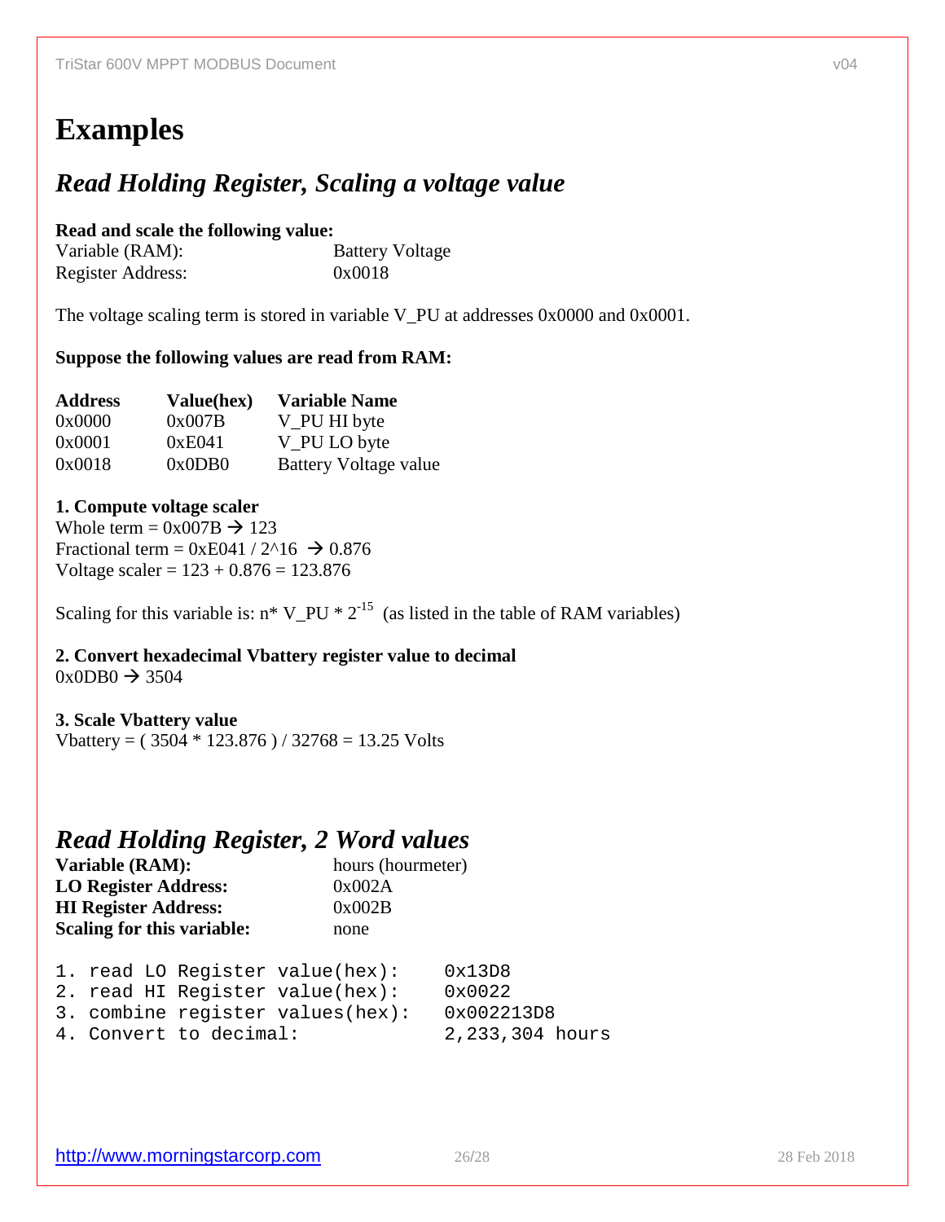# Examples

## *Read Holding Register, Scaling a voltage value*

**Read and scale the following value:**

Variable (RAM): Battery Voltage
Register Address: 0x0018

The voltage scaling term is stored in variable V_PU at addresses 0x0000 and 0x0001.

**Suppose the following values are read from RAM:**

| Address | Value(hex) | Variable Name |
|---|---|---|
| 0x0000 | 0x007B | V_PU HI byte |
| 0x0001 | 0xE041 | V_PU LO byte |
| 0x0018 | 0x0DB0 | Battery Voltage value |

**1. Compute voltage scaler**
Whole term = 0x007B → 123
Fractional term = 0xE041 / 2^16 → 0.876
Voltage scaler = 123 + 0.876 = 123.876

Scaling for this variable is: n* V_PU * $2^{-15}$ (as listed in the table of RAM variables)

**2. Convert hexadecimal Vbattery register value to decimal**
0x0DB0 → 3504

**3. Scale Vbattery value**
Vbattery = ( 3504 * 123.876 ) / 32768 = 13.25 Volts

## *Read Holding Register, 2 Word values*

**Variable (RAM):** hours (hourmeter)
**LO Register Address:** 0x002A
**HI Register Address:** 0x002B
**Scaling for this variable:** none

```
1. read LO Register value(hex):     0x13D8
2. read HI Register value(hex):     0x0022
3. combine register values(hex):    0x002213D8
4. Convert to decimal:              2,233,304 hours
```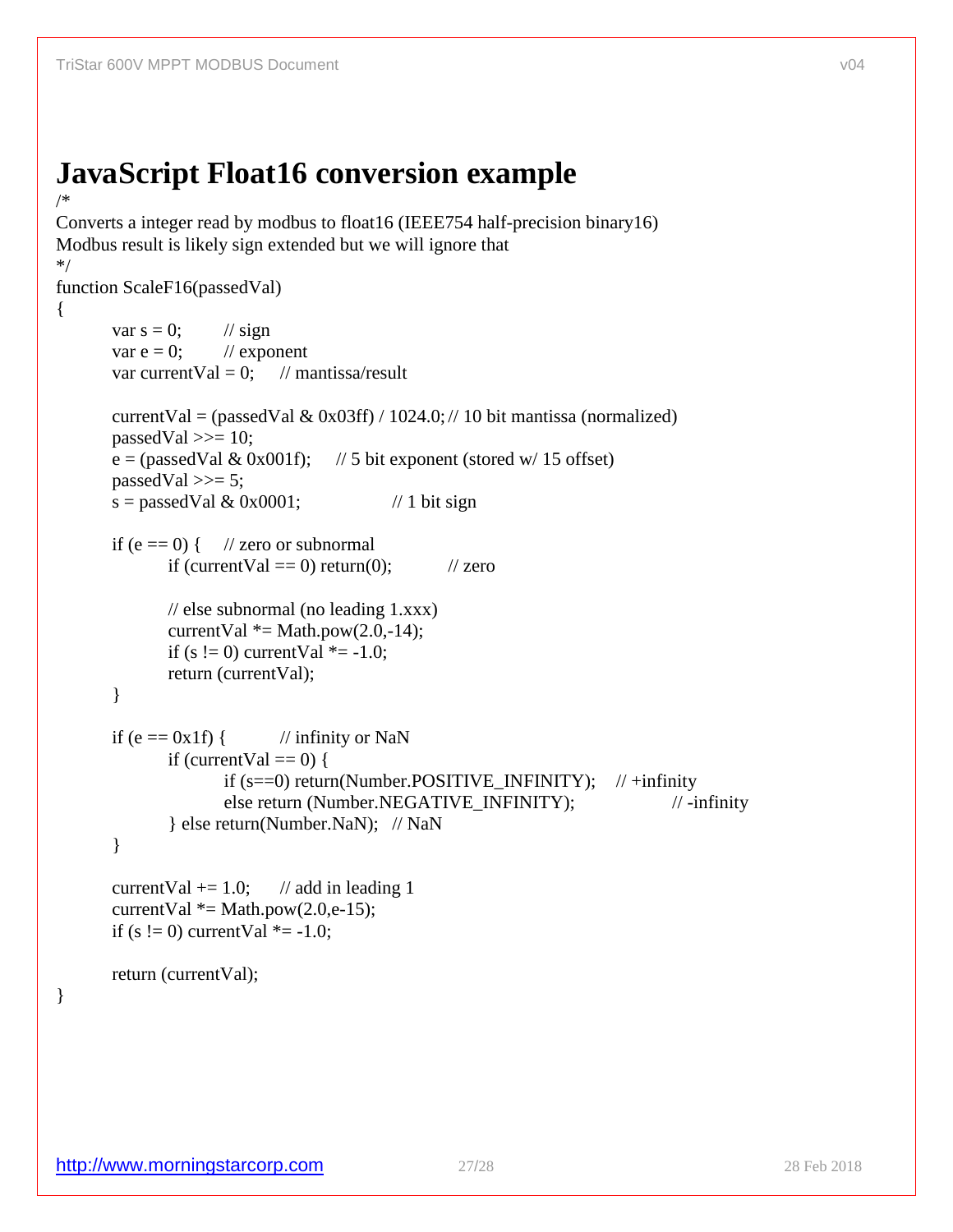# JavaScript Float16 conversion example

```
/*
Converts a integer read by modbus to float16 (IEEE754 half-precision binary16)
Modbus result is likely sign extended but we will ignore that
*/
function ScaleF16(passedVal)
{
	var s = 0;	// sign
	var e = 0;	// exponent
	var currentVal = 0;	// mantissa/result

	currentVal = (passedVal & 0x03ff) / 1024.0; // 10 bit mantissa (normalized)
	passedVal >>= 10;
	e = (passedVal & 0x001f);	// 5 bit exponent (stored w/ 15 offset)
	passedVal >>= 5;
	s = passedVal & 0x0001;		// 1 bit sign

	if (e == 0) {	// zero or subnormal
		if (currentVal == 0) return(0);		// zero

		// else subnormal (no leading 1.xxx)
		currentVal *= Math.pow(2.0,-14);
		if (s != 0) currentVal *= -1.0;
		return (currentVal);
	}

	if (e == 0x1f) {		// infinity or NaN
		if (currentVal == 0) {
			if (s==0) return(Number.POSITIVE_INFINITY);	// +infinity
			else return (Number.NEGATIVE_INFINITY);			// -infinity
		} else return(Number.NaN);	// NaN
	}

	currentVal += 1.0;	// add in leading 1
	currentVal *= Math.pow(2.0,e-15);
	if (s != 0) currentVal *= -1.0;

	return (currentVal);
}
```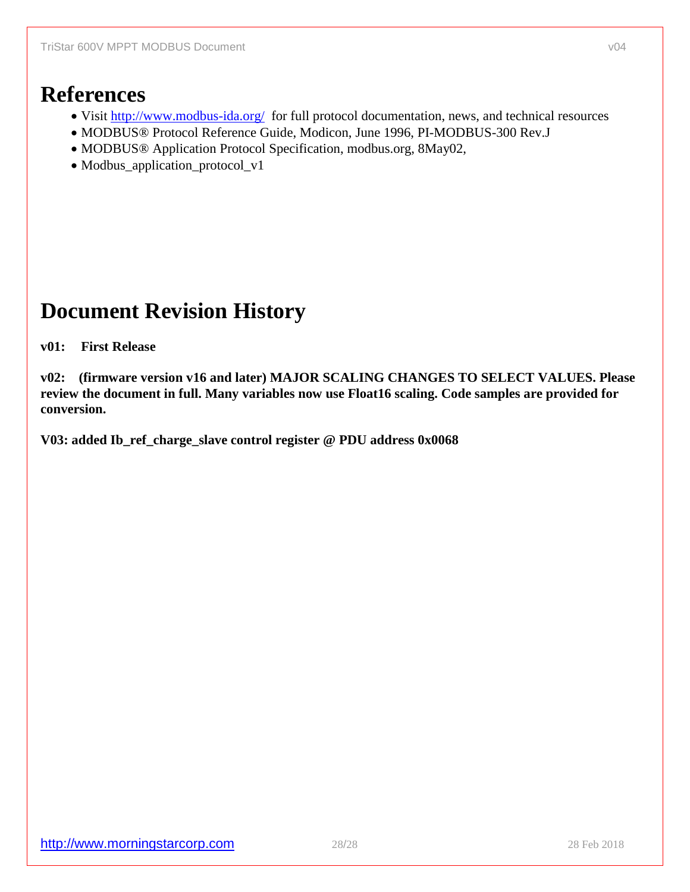# References

- Visit http://www.modbus-ida.org/ for full protocol documentation, news, and technical resources
- MODBUS® Protocol Reference Guide, Modicon, June 1996, PI-MODBUS-300 Rev.J
- MODBUS® Application Protocol Specification, modbus.org, 8May02,
- Modbus_application_protocol_v1

# Document Revision History

**v01: First Release**

**v02: (firmware version v16 and later) MAJOR SCALING CHANGES TO SELECT VALUES. Please review the document in full. Many variables now use Float16 scaling. Code samples are provided for conversion.**

**V03: added Ib_ref_charge_slave control register @ PDU address 0x0068**